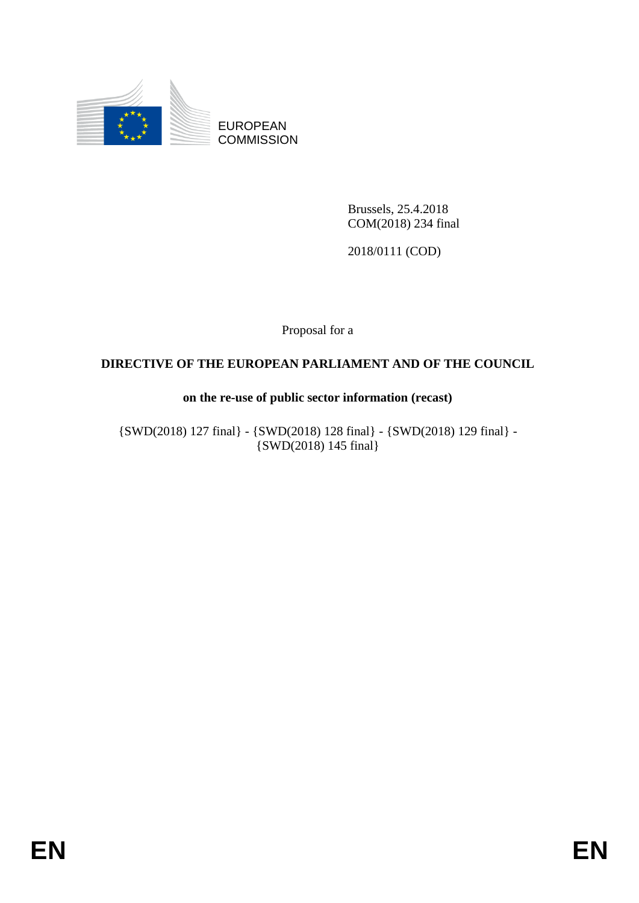EUROPEAN COMMISSION

Brussels, 25.4.2018
COM(2018) 234 final

2018/0111 (COD)

Proposal for a

# DIRECTIVE OF THE EUROPEAN PARLIAMENT AND OF THE COUNCIL

## on the re-use of public sector information (recast)

{SWD(2018) 127 final} - {SWD(2018) 128 final} - {SWD(2018) 129 final} - {SWD(2018) 145 final}

EN EN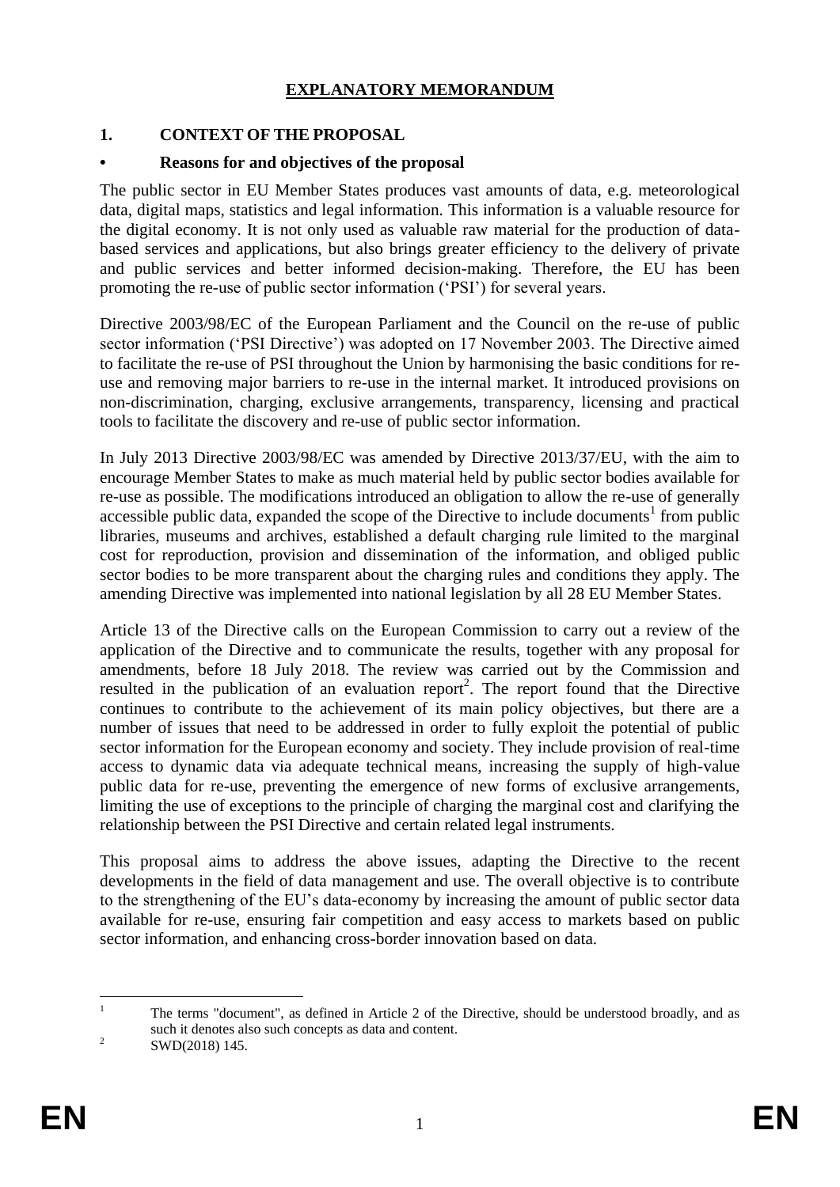# EXPLANATORY MEMORANDUM

## 1. CONTEXT OF THE PROPOSAL

### • Reasons for and objectives of the proposal

The public sector in EU Member States produces vast amounts of data, e.g. meteorological data, digital maps, statistics and legal information. This information is a valuable resource for the digital economy. It is not only used as valuable raw material for the production of data-based services and applications, but also brings greater efficiency to the delivery of private and public services and better informed decision-making. Therefore, the EU has been promoting the re-use of public sector information ('PSI') for several years.

Directive 2003/98/EC of the European Parliament and the Council on the re-use of public sector information ('PSI Directive') was adopted on 17 November 2003. The Directive aimed to facilitate the re-use of PSI throughout the Union by harmonising the basic conditions for re-use and removing major barriers to re-use in the internal market. It introduced provisions on non-discrimination, charging, exclusive arrangements, transparency, licensing and practical tools to facilitate the discovery and re-use of public sector information.

In July 2013 Directive 2003/98/EC was amended by Directive 2013/37/EU, with the aim to encourage Member States to make as much material held by public sector bodies available for re-use as possible. The modifications introduced an obligation to allow the re-use of generally accessible public data, expanded the scope of the Directive to include documents[1] from public libraries, museums and archives, established a default charging rule limited to the marginal cost for reproduction, provision and dissemination of the information, and obliged public sector bodies to be more transparent about the charging rules and conditions they apply. The amending Directive was implemented into national legislation by all 28 EU Member States.

Article 13 of the Directive calls on the European Commission to carry out a review of the application of the Directive and to communicate the results, together with any proposal for amendments, before 18 July 2018. The review was carried out by the Commission and resulted in the publication of an evaluation report[2]. The report found that the Directive continues to contribute to the achievement of its main policy objectives, but there are a number of issues that need to be addressed in order to fully exploit the potential of public sector information for the European economy and society. They include provision of real-time access to dynamic data via adequate technical means, increasing the supply of high-value public data for re-use, preventing the emergence of new forms of exclusive arrangements, limiting the use of exceptions to the principle of charging the marginal cost and clarifying the relationship between the PSI Directive and certain related legal instruments.

This proposal aims to address the above issues, adapting the Directive to the recent developments in the field of data management and use. The overall objective is to contribute to the strengthening of the EU's data-economy by increasing the amount of public sector data available for re-use, ensuring fair competition and easy access to markets based on public sector information, and enhancing cross-border innovation based on data.

---

[1] The terms "document", as defined in Article 2 of the Directive, should be understood broadly, and as such it denotes also such concepts as data and content.

[2] SWD(2018) 145.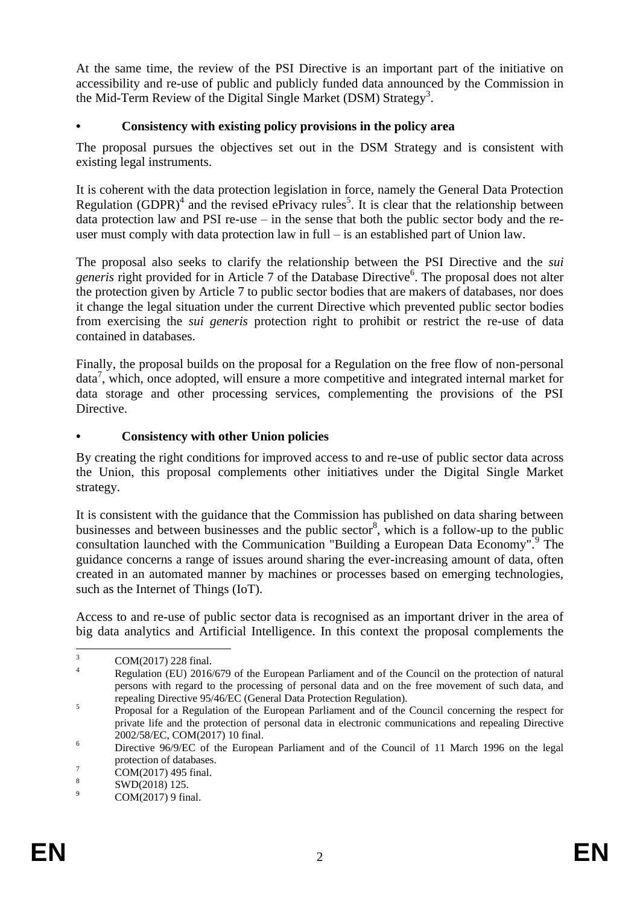At the same time, the review of the PSI Directive is an important part of the initiative on accessibility and re-use of public and publicly funded data announced by the Commission in the Mid-Term Review of the Digital Single Market (DSM) Strategy[3].

- **Consistency with existing policy provisions in the policy area**

The proposal pursues the objectives set out in the DSM Strategy and is consistent with existing legal instruments.

It is coherent with the data protection legislation in force, namely the General Data Protection Regulation (GDPR)[4] and the revised ePrivacy rules[5]. It is clear that the relationship between data protection law and PSI re-use – in the sense that both the public sector body and the re-user must comply with data protection law in full – is an established part of Union law.

The proposal also seeks to clarify the relationship between the PSI Directive and the *sui generis* right provided for in Article 7 of the Database Directive[6]. The proposal does not alter the protection given by Article 7 to public sector bodies that are makers of databases, nor does it change the legal situation under the current Directive which prevented public sector bodies from exercising the *sui generis* protection right to prohibit or restrict the re-use of data contained in databases.

Finally, the proposal builds on the proposal for a Regulation on the free flow of non-personal data[7], which, once adopted, will ensure a more competitive and integrated internal market for data storage and other processing services, complementing the provisions of the PSI Directive.

- **Consistency with other Union policies**

By creating the right conditions for improved access to and re-use of public sector data across the Union, this proposal complements other initiatives under the Digital Single Market strategy.

It is consistent with the guidance that the Commission has published on data sharing between businesses and between businesses and the public sector[8], which is a follow-up to the public consultation launched with the Communication "Building a European Data Economy".[9] The guidance concerns a range of issues around sharing the ever-increasing amount of data, often created in an automated manner by machines or processes based on emerging technologies, such as the Internet of Things (IoT).

Access to and re-use of public sector data is recognised as an important driver in the area of big data analytics and Artificial Intelligence. In this context the proposal complements the

---

[3] COM(2017) 228 final.

[4] Regulation (EU) 2016/679 of the European Parliament and of the Council on the protection of natural persons with regard to the processing of personal data and on the free movement of such data, and repealing Directive 95/46/EC (General Data Protection Regulation).

[5] Proposal for a Regulation of the European Parliament and of the Council concerning the respect for private life and the protection of personal data in electronic communications and repealing Directive 2002/58/EC, COM(2017) 10 final.

[6] Directive 96/9/EC of the European Parliament and of the Council of 11 March 1996 on the legal protection of databases.

[7] COM(2017) 495 final.

[8] SWD(2018) 125.

[9] COM(2017) 9 final.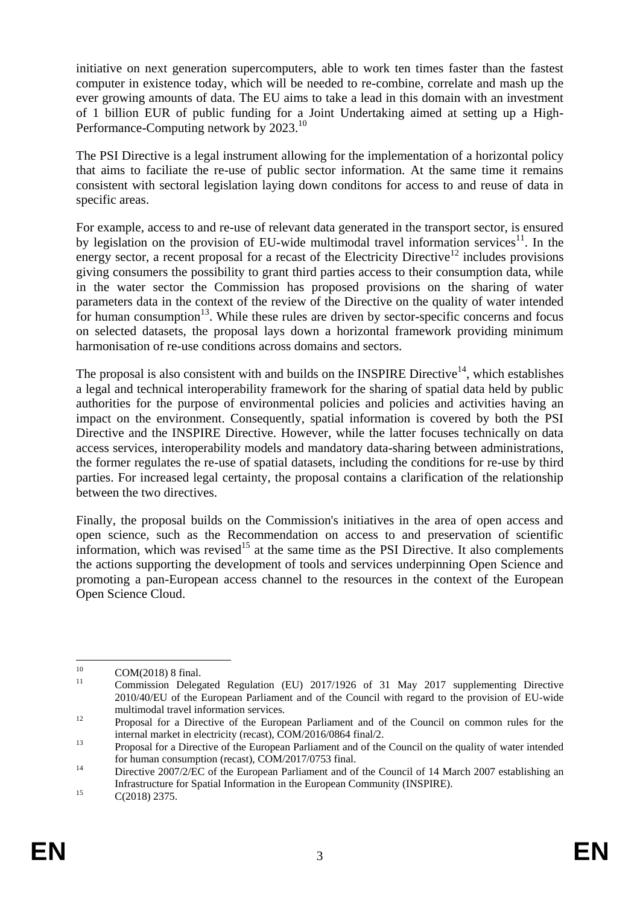initiative on next generation supercomputers, able to work ten times faster than the fastest computer in existence today, which will be needed to re-combine, correlate and mash up the ever growing amounts of data. The EU aims to take a lead in this domain with an investment of 1 billion EUR of public funding for a Joint Undertaking aimed at setting up a High-Performance-Computing network by 2023.[10]

The PSI Directive is a legal instrument allowing for the implementation of a horizontal policy that aims to faciliate the re-use of public sector information. At the same time it remains consistent with sectoral legislation laying down conditons for access to and reuse of data in specific areas.

For example, access to and re-use of relevant data generated in the transport sector, is ensured by legislation on the provision of EU-wide multimodal travel information services[11]. In the energy sector, a recent proposal for a recast of the Electricity Directive[12] includes provisions giving consumers the possibility to grant third parties access to their consumption data, while in the water sector the Commission has proposed provisions on the sharing of water parameters data in the context of the review of the Directive on the quality of water intended for human consumption[13]. While these rules are driven by sector-specific concerns and focus on selected datasets, the proposal lays down a horizontal framework providing minimum harmonisation of re-use conditions across domains and sectors.

The proposal is also consistent with and builds on the INSPIRE Directive[14], which establishes a legal and technical interoperability framework for the sharing of spatial data held by public authorities for the purpose of environmental policies and policies and activities having an impact on the environment. Consequently, spatial information is covered by both the PSI Directive and the INSPIRE Directive. However, while the latter focuses technically on data access services, interoperability models and mandatory data-sharing between administrations, the former regulates the re-use of spatial datasets, including the conditions for re-use by third parties. For increased legal certainty, the proposal contains a clarification of the relationship between the two directives.

Finally, the proposal builds on the Commission's initiatives in the area of open access and open science, such as the Recommendation on access to and preservation of scientific information, which was revised[15] at the same time as the PSI Directive. It also complements the actions supporting the development of tools and services underpinning Open Science and promoting a pan-European access channel to the resources in the context of the European Open Science Cloud.

---

[10] COM(2018) 8 final.

[11] Commission Delegated Regulation (EU) 2017/1926 of 31 May 2017 supplementing Directive 2010/40/EU of the European Parliament and of the Council with regard to the provision of EU-wide multimodal travel information services.

[12] Proposal for a Directive of the European Parliament and of the Council on common rules for the internal market in electricity (recast), COM/2016/0864 final/2.

[13] Proposal for a Directive of the European Parliament and of the Council on the quality of water intended for human consumption (recast), COM/2017/0753 final.

[14] Directive 2007/2/EC of the European Parliament and of the Council of 14 March 2007 establishing an Infrastructure for Spatial Information in the European Community (INSPIRE).

[15] C(2018) 2375.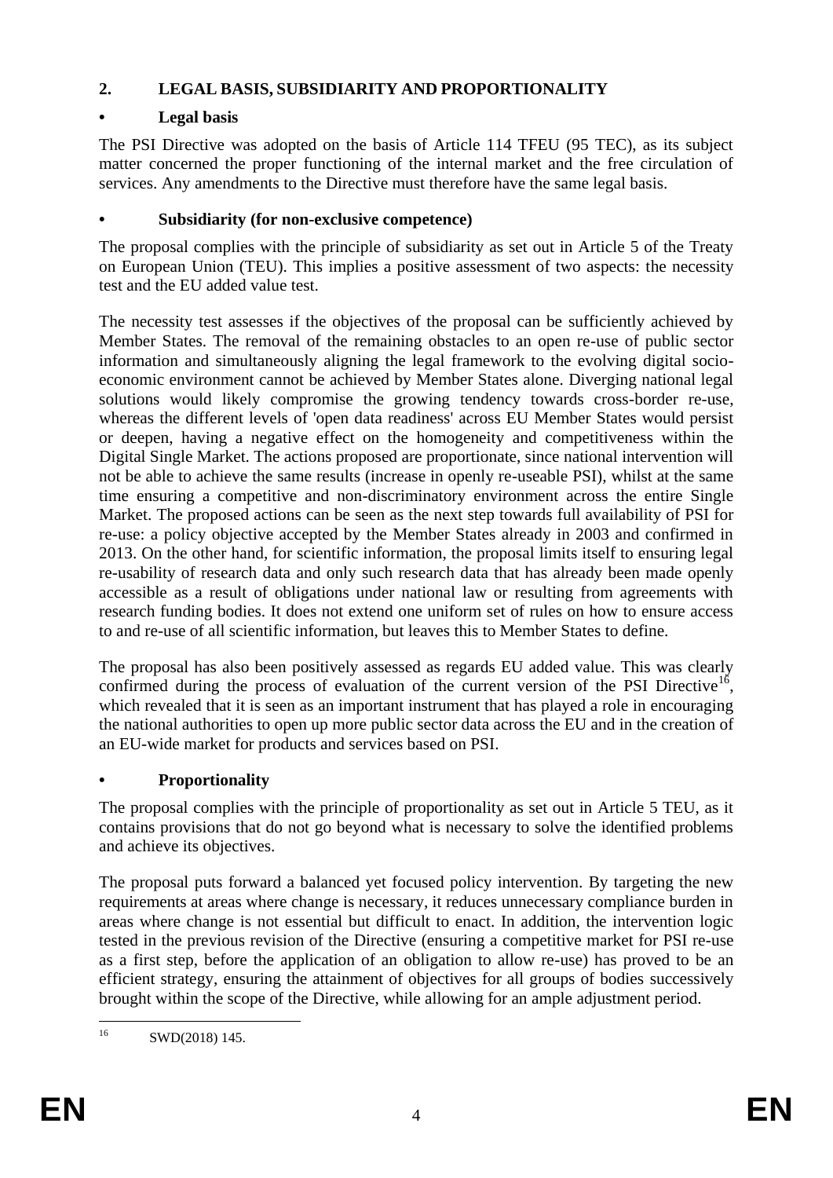## 2. LEGAL BASIS, SUBSIDIARITY AND PROPORTIONALITY

### • Legal basis

The PSI Directive was adopted on the basis of Article 114 TFEU (95 TEC), as its subject matter concerned the proper functioning of the internal market and the free circulation of services. Any amendments to the Directive must therefore have the same legal basis.

### • Subsidiarity (for non-exclusive competence)

The proposal complies with the principle of subsidiarity as set out in Article 5 of the Treaty on European Union (TEU). This implies a positive assessment of two aspects: the necessity test and the EU added value test.

The necessity test assesses if the objectives of the proposal can be sufficiently achieved by Member States. The removal of the remaining obstacles to an open re-use of public sector information and simultaneously aligning the legal framework to the evolving digital socio-economic environment cannot be achieved by Member States alone. Diverging national legal solutions would likely compromise the growing tendency towards cross-border re-use, whereas the different levels of 'open data readiness' across EU Member States would persist or deepen, having a negative effect on the homogeneity and competitiveness within the Digital Single Market. The actions proposed are proportionate, since national intervention will not be able to achieve the same results (increase in openly re-useable PSI), whilst at the same time ensuring a competitive and non-discriminatory environment across the entire Single Market. The proposed actions can be seen as the next step towards full availability of PSI for re-use: a policy objective accepted by the Member States already in 2003 and confirmed in 2013. On the other hand, for scientific information, the proposal limits itself to ensuring legal re-usability of research data and only such research data that has already been made openly accessible as a result of obligations under national law or resulting from agreements with research funding bodies. It does not extend one uniform set of rules on how to ensure access to and re-use of all scientific information, but leaves this to Member States to define.

The proposal has also been positively assessed as regards EU added value. This was clearly confirmed during the process of evaluation of the current version of the PSI Directive[16], which revealed that it is seen as an important instrument that has played a role in encouraging the national authorities to open up more public sector data across the EU and in the creation of an EU-wide market for products and services based on PSI.

### • Proportionality

The proposal complies with the principle of proportionality as set out in Article 5 TEU, as it contains provisions that do not go beyond what is necessary to solve the identified problems and achieve its objectives.

The proposal puts forward a balanced yet focused policy intervention. By targeting the new requirements at areas where change is necessary, it reduces unnecessary compliance burden in areas where change is not essential but difficult to enact. In addition, the intervention logic tested in the previous revision of the Directive (ensuring a competitive market for PSI re-use as a first step, before the application of an obligation to allow re-use) has proved to be an efficient strategy, ensuring the attainment of objectives for all groups of bodies successively brought within the scope of the Directive, while allowing for an ample adjustment period.

[16] SWD(2018) 145.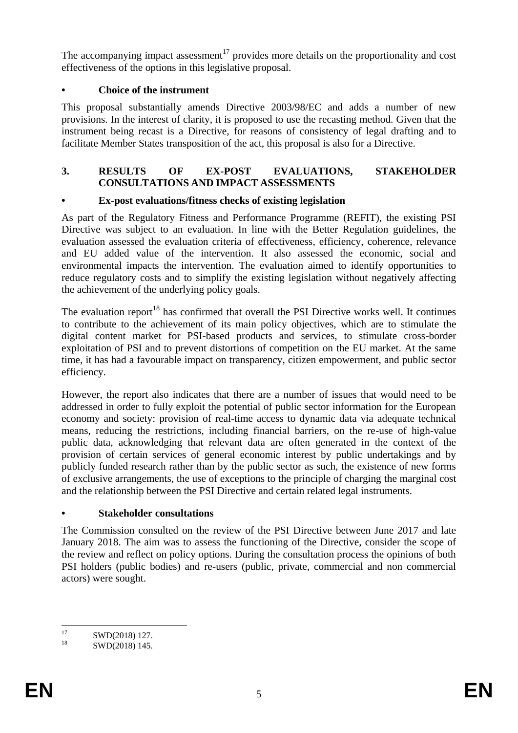The accompanying impact assessment[17] provides more details on the proportionality and cost effectiveness of the options in this legislative proposal.

- **Choice of the instrument**

This proposal substantially amends Directive 2003/98/EC and adds a number of new provisions. In the interest of clarity, it is proposed to use the recasting method. Given that the instrument being recast is a Directive, for reasons of consistency of legal drafting and to facilitate Member States transposition of the act, this proposal is also for a Directive.

## 3. RESULTS OF EX-POST EVALUATIONS, STAKEHOLDER CONSULTATIONS AND IMPACT ASSESSMENTS

- **Ex-post evaluations/fitness checks of existing legislation**

As part of the Regulatory Fitness and Performance Programme (REFIT), the existing PSI Directive was subject to an evaluation. In line with the Better Regulation guidelines, the evaluation assessed the evaluation criteria of effectiveness, efficiency, coherence, relevance and EU added value of the intervention. It also assessed the economic, social and environmental impacts the intervention. The evaluation aimed to identify opportunities to reduce regulatory costs and to simplify the existing legislation without negatively affecting the achievement of the underlying policy goals.

The evaluation report[18] has confirmed that overall the PSI Directive works well. It continues to contribute to the achievement of its main policy objectives, which are to stimulate the digital content market for PSI-based products and services, to stimulate cross-border exploitation of PSI and to prevent distortions of competition on the EU market. At the same time, it has had a favourable impact on transparency, citizen empowerment, and public sector efficiency.

However, the report also indicates that there are a number of issues that would need to be addressed in order to fully exploit the potential of public sector information for the European economy and society: provision of real-time access to dynamic data via adequate technical means, reducing the restrictions, including financial barriers, on the re-use of high-value public data, acknowledging that relevant data are often generated in the context of the provision of certain services of general economic interest by public undertakings and by publicly funded research rather than by the public sector as such, the existence of new forms of exclusive arrangements, the use of exceptions to the principle of charging the marginal cost and the relationship between the PSI Directive and certain related legal instruments.

- **Stakeholder consultations**

The Commission consulted on the review of the PSI Directive between June 2017 and late January 2018. The aim was to assess the functioning of the Directive, consider the scope of the review and reflect on policy options. During the consultation process the opinions of both PSI holders (public bodies) and re-users (public, private, commercial and non commercial actors) were sought.

---

[17] SWD(2018) 127.

[18] SWD(2018) 145.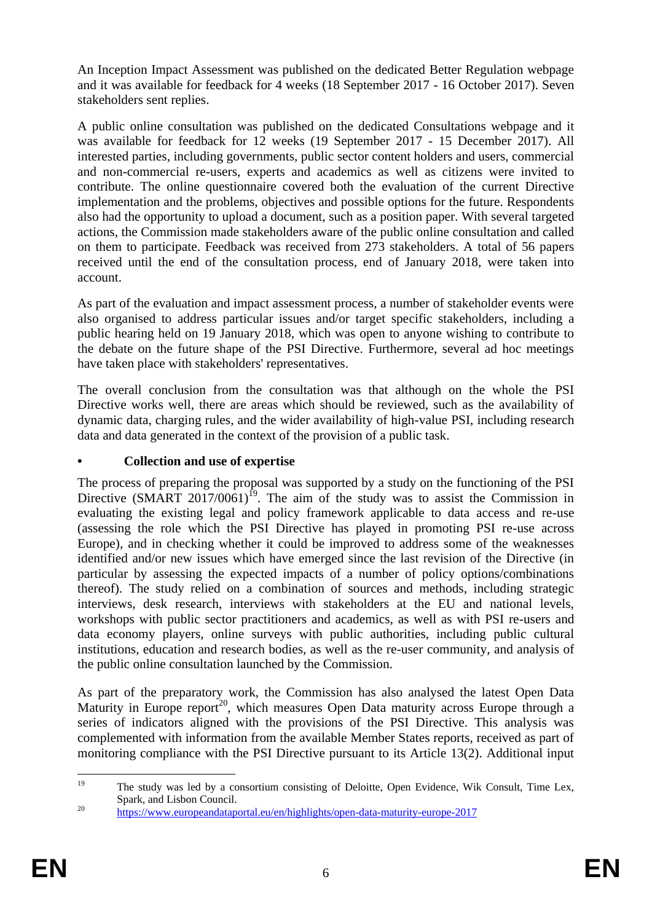An Inception Impact Assessment was published on the dedicated Better Regulation webpage and it was available for feedback for 4 weeks (18 September 2017 - 16 October 2017). Seven stakeholders sent replies.

A public online consultation was published on the dedicated Consultations webpage and it was available for feedback for 12 weeks (19 September 2017 - 15 December 2017). All interested parties, including governments, public sector content holders and users, commercial and non-commercial re-users, experts and academics as well as citizens were invited to contribute. The online questionnaire covered both the evaluation of the current Directive implementation and the problems, objectives and possible options for the future. Respondents also had the opportunity to upload a document, such as a position paper. With several targeted actions, the Commission made stakeholders aware of the public online consultation and called on them to participate. Feedback was received from 273 stakeholders. A total of 56 papers received until the end of the consultation process, end of January 2018, were taken into account.

As part of the evaluation and impact assessment process, a number of stakeholder events were also organised to address particular issues and/or target specific stakeholders, including a public hearing held on 19 January 2018, which was open to anyone wishing to contribute to the debate on the future shape of the PSI Directive. Furthermore, several ad hoc meetings have taken place with stakeholders' representatives.

The overall conclusion from the consultation was that although on the whole the PSI Directive works well, there are areas which should be reviewed, such as the availability of dynamic data, charging rules, and the wider availability of high-value PSI, including research data and data generated in the context of the provision of a public task.

- **Collection and use of expertise**

The process of preparing the proposal was supported by a study on the functioning of the PSI Directive (SMART 2017/0061)[19]. The aim of the study was to assist the Commission in evaluating the existing legal and policy framework applicable to data access and re-use (assessing the role which the PSI Directive has played in promoting PSI re-use across Europe), and in checking whether it could be improved to address some of the weaknesses identified and/or new issues which have emerged since the last revision of the Directive (in particular by assessing the expected impacts of a number of policy options/combinations thereof). The study relied on a combination of sources and methods, including strategic interviews, desk research, interviews with stakeholders at the EU and national levels, workshops with public sector practitioners and academics, as well as with PSI re-users and data economy players, online surveys with public authorities, including public cultural institutions, education and research bodies, as well as the re-user community, and analysis of the public online consultation launched by the Commission.

As part of the preparatory work, the Commission has also analysed the latest Open Data Maturity in Europe report[20], which measures Open Data maturity across Europe through a series of indicators aligned with the provisions of the PSI Directive. This analysis was complemented with information from the available Member States reports, received as part of monitoring compliance with the PSI Directive pursuant to its Article 13(2). Additional input

---

[19] The study was led by a consortium consisting of Deloitte, Open Evidence, Wik Consult, Time Lex, Spark, and Lisbon Council.

[20] https://www.europeandataportal.eu/en/highlights/open-data-maturity-europe-2017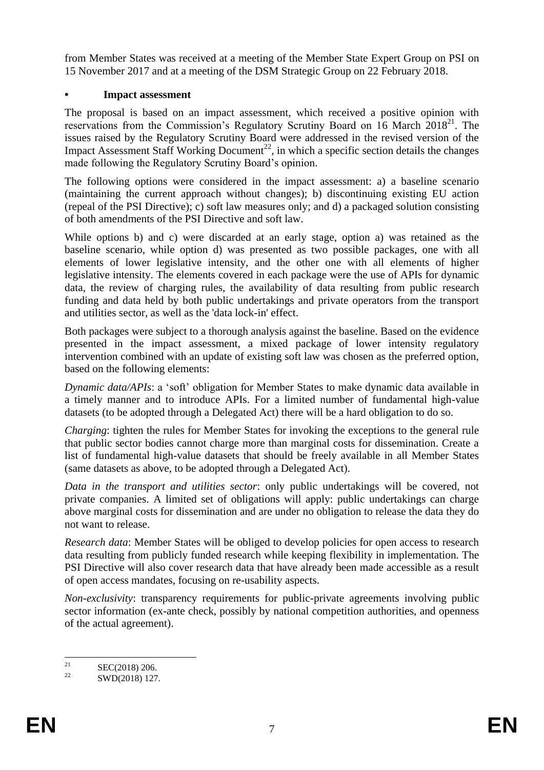from Member States was received at a meeting of the Member State Expert Group on PSI on 15 November 2017 and at a meeting of the DSM Strategic Group on 22 February 2018.

- **Impact assessment**

The proposal is based on an impact assessment, which received a positive opinion with reservations from the Commission's Regulatory Scrutiny Board on 16 March 2018[21]. The issues raised by the Regulatory Scrutiny Board were addressed in the revised version of the Impact Assessment Staff Working Document[22], in which a specific section details the changes made following the Regulatory Scrutiny Board's opinion.

The following options were considered in the impact assessment: a) a baseline scenario (maintaining the current approach without changes); b) discontinuing existing EU action (repeal of the PSI Directive); c) soft law measures only; and d) a packaged solution consisting of both amendments of the PSI Directive and soft law.

While options b) and c) were discarded at an early stage, option a) was retained as the baseline scenario, while option d) was presented as two possible packages, one with all elements of lower legislative intensity, and the other one with all elements of higher legislative intensity. The elements covered in each package were the use of APIs for dynamic data, the review of charging rules, the availability of data resulting from public research funding and data held by both public undertakings and private operators from the transport and utilities sector, as well as the 'data lock-in' effect.

Both packages were subject to a thorough analysis against the baseline. Based on the evidence presented in the impact assessment, a mixed package of lower intensity regulatory intervention combined with an update of existing soft law was chosen as the preferred option, based on the following elements:

*Dynamic data/APIs*: a 'soft' obligation for Member States to make dynamic data available in a timely manner and to introduce APIs. For a limited number of fundamental high-value datasets (to be adopted through a Delegated Act) there will be a hard obligation to do so.

*Charging*: tighten the rules for Member States for invoking the exceptions to the general rule that public sector bodies cannot charge more than marginal costs for dissemination. Create a list of fundamental high-value datasets that should be freely available in all Member States (same datasets as above, to be adopted through a Delegated Act).

*Data in the transport and utilities sector*: only public undertakings will be covered, not private companies. A limited set of obligations will apply: public undertakings can charge above marginal costs for dissemination and are under no obligation to release the data they do not want to release.

*Research data*: Member States will be obliged to develop policies for open access to research data resulting from publicly funded research while keeping flexibility in implementation. The PSI Directive will also cover research data that have already been made accessible as a result of open access mandates, focusing on re-usability aspects.

*Non-exclusivity*: transparency requirements for public-private agreements involving public sector information (ex-ante check, possibly by national competition authorities, and openness of the actual agreement).

---

[21] SEC(2018) 206.

[22] SWD(2018) 127.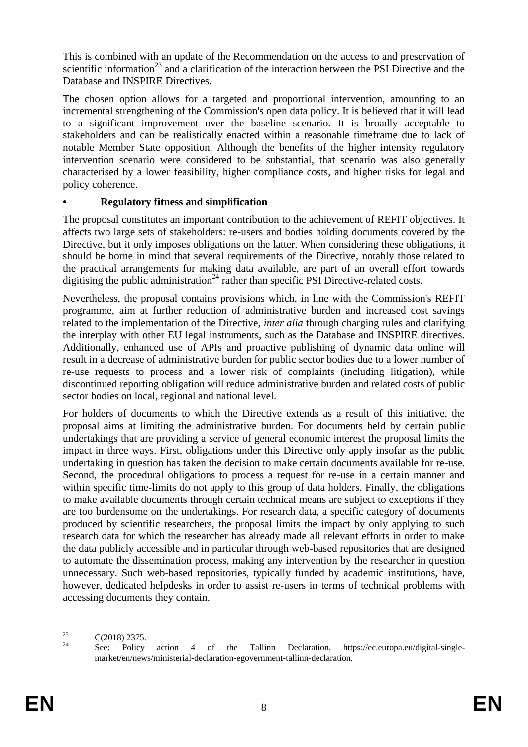This is combined with an update of the Recommendation on the access to and preservation of scientific information[23] and a clarification of the interaction between the PSI Directive and the Database and INSPIRE Directives.

The chosen option allows for a targeted and proportional intervention, amounting to an incremental strengthening of the Commission's open data policy. It is believed that it will lead to a significant improvement over the baseline scenario. It is broadly acceptable to stakeholders and can be realistically enacted within a reasonable timeframe due to lack of notable Member State opposition. Although the benefits of the higher intensity regulatory intervention scenario were considered to be substantial, that scenario was also generally characterised by a lower feasibility, higher compliance costs, and higher risks for legal and policy coherence.

- **Regulatory fitness and simplification**

The proposal constitutes an important contribution to the achievement of REFIT objectives. It affects two large sets of stakeholders: re-users and bodies holding documents covered by the Directive, but it only imposes obligations on the latter. When considering these obligations, it should be borne in mind that several requirements of the Directive, notably those related to the practical arrangements for making data available, are part of an overall effort towards digitising the public administration[24] rather than specific PSI Directive-related costs.

Nevertheless, the proposal contains provisions which, in line with the Commission's REFIT programme, aim at further reduction of administrative burden and increased cost savings related to the implementation of the Directive, *inter alia* through charging rules and clarifying the interplay with other EU legal instruments, such as the Database and INSPIRE directives. Additionally, enhanced use of APIs and proactive publishing of dynamic data online will result in a decrease of administrative burden for public sector bodies due to a lower number of re-use requests to process and a lower risk of complaints (including litigation), while discontinued reporting obligation will reduce administrative burden and related costs of public sector bodies on local, regional and national level.

For holders of documents to which the Directive extends as a result of this initiative, the proposal aims at limiting the administrative burden. For documents held by certain public undertakings that are providing a service of general economic interest the proposal limits the impact in three ways. First, obligations under this Directive only apply insofar as the public undertaking in question has taken the decision to make certain documents available for re-use. Second, the procedural obligations to process a request for re-use in a certain manner and within specific time-limits do not apply to this group of data holders. Finally, the obligations to make available documents through certain technical means are subject to exceptions if they are too burdensome on the undertakings. For research data, a specific category of documents produced by scientific researchers, the proposal limits the impact by only applying to such research data for which the researcher has already made all relevant efforts in order to make the data publicly accessible and in particular through web-based repositories that are designed to automate the dissemination process, making any intervention by the researcher in question unnecessary. Such web-based repositories, typically funded by academic institutions, have, however, dedicated helpdesks in order to assist re-users in terms of technical problems with accessing documents they contain.

---

[23] C(2018) 2375.

[24] See: Policy action 4 of the Tallinn Declaration, https://ec.europa.eu/digital-single-market/en/news/ministerial-declaration-egovernment-tallinn-declaration.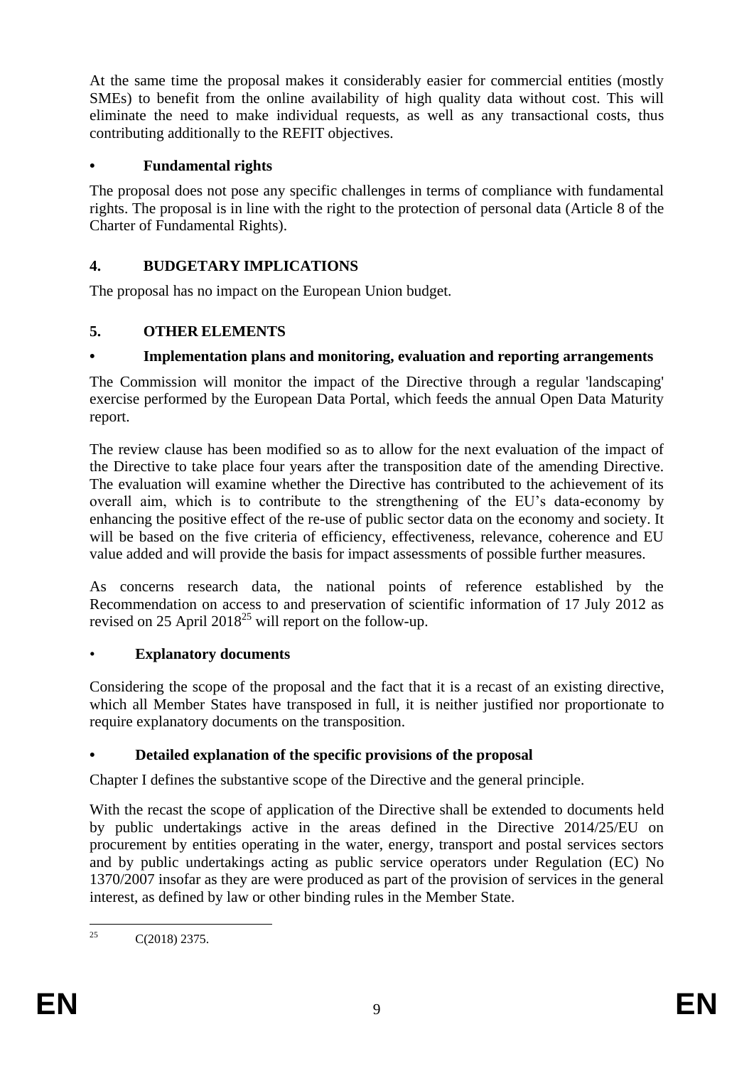At the same time the proposal makes it considerably easier for commercial entities (mostly SMEs) to benefit from the online availability of high quality data without cost. This will eliminate the need to make individual requests, as well as any transactional costs, thus contributing additionally to the REFIT objectives.

### • Fundamental rights

The proposal does not pose any specific challenges in terms of compliance with fundamental rights. The proposal is in line with the right to the protection of personal data (Article 8 of the Charter of Fundamental Rights).

## 4. BUDGETARY IMPLICATIONS

The proposal has no impact on the European Union budget.

## 5. OTHER ELEMENTS

### • Implementation plans and monitoring, evaluation and reporting arrangements

The Commission will monitor the impact of the Directive through a regular 'landscaping' exercise performed by the European Data Portal, which feeds the annual Open Data Maturity report.

The review clause has been modified so as to allow for the next evaluation of the impact of the Directive to take place four years after the transposition date of the amending Directive. The evaluation will examine whether the Directive has contributed to the achievement of its overall aim, which is to contribute to the strengthening of the EU's data-economy by enhancing the positive effect of the re-use of public sector data on the economy and society. It will be based on the five criteria of efficiency, effectiveness, relevance, coherence and EU value added and will provide the basis for impact assessments of possible further measures.

As concerns research data, the national points of reference established by the Recommendation on access to and preservation of scientific information of 17 July 2012 as revised on 25 April 2018[25] will report on the follow-up.

### • Explanatory documents

Considering the scope of the proposal and the fact that it is a recast of an existing directive, which all Member States have transposed in full, it is neither justified nor proportionate to require explanatory documents on the transposition.

### • Detailed explanation of the specific provisions of the proposal

Chapter I defines the substantive scope of the Directive and the general principle.

With the recast the scope of application of the Directive shall be extended to documents held by public undertakings active in the areas defined in the Directive 2014/25/EU on procurement by entities operating in the water, energy, transport and postal services sectors and by public undertakings acting as public service operators under Regulation (EC) No 1370/2007 insofar as they are were produced as part of the provision of services in the general interest, as defined by law or other binding rules in the Member State.

---

[25] C(2018) 2375.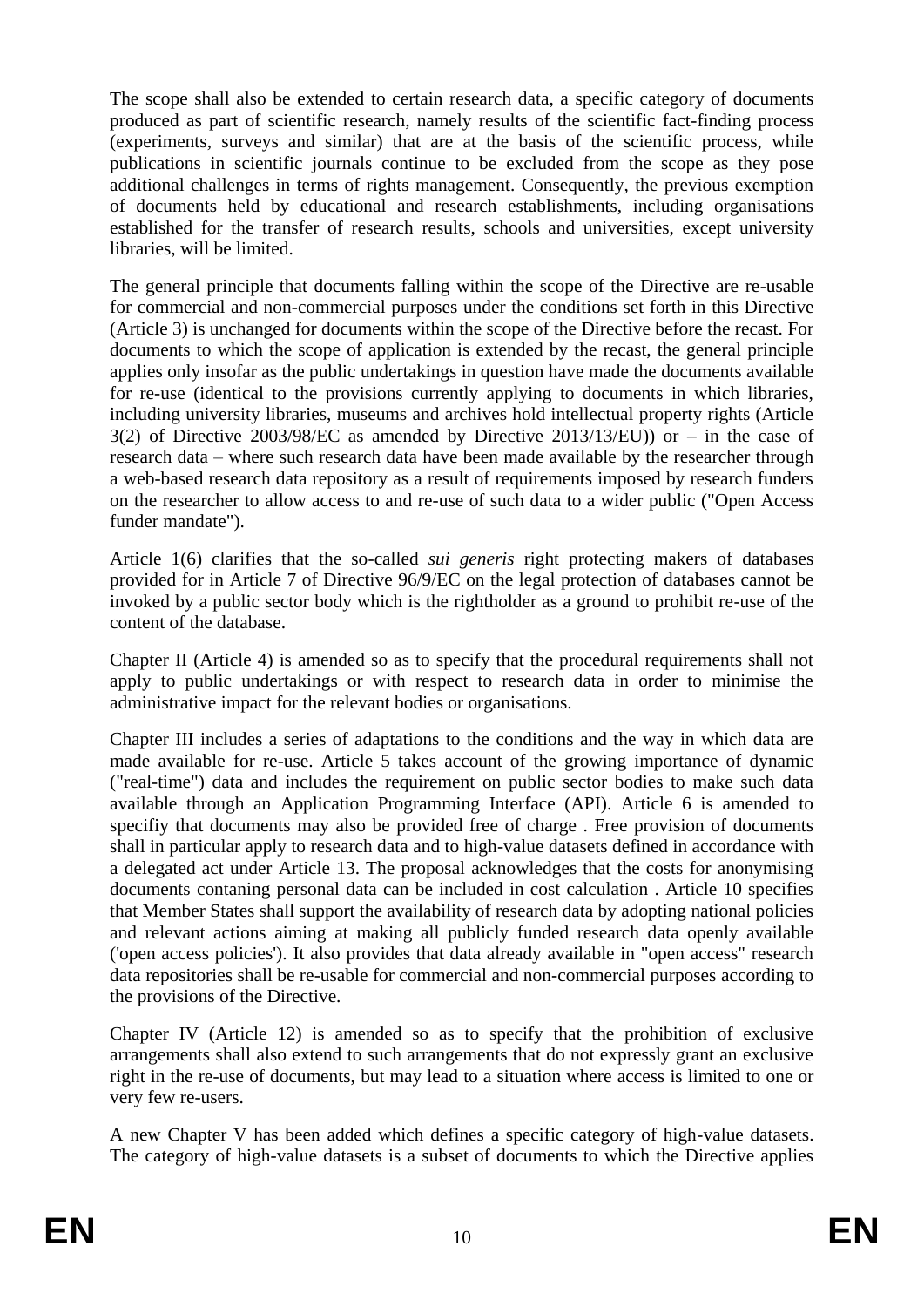The scope shall also be extended to certain research data, a specific category of documents produced as part of scientific research, namely results of the scientific fact-finding process (experiments, surveys and similar) that are at the basis of the scientific process, while publications in scientific journals continue to be excluded from the scope as they pose additional challenges in terms of rights management. Consequently, the previous exemption of documents held by educational and research establishments, including organisations established for the transfer of research results, schools and universities, except university libraries, will be limited.

The general principle that documents falling within the scope of the Directive are re-usable for commercial and non-commercial purposes under the conditions set forth in this Directive (Article 3) is unchanged for documents within the scope of the Directive before the recast. For documents to which the scope of application is extended by the recast, the general principle applies only insofar as the public undertakings in question have made the documents available for re-use (identical to the provisions currently applying to documents in which libraries, including university libraries, museums and archives hold intellectual property rights (Article 3(2) of Directive 2003/98/EC as amended by Directive 2013/13/EU)) or – in the case of research data – where such research data have been made available by the researcher through a web-based research data repository as a result of requirements imposed by research funders on the researcher to allow access to and re-use of such data to a wider public ("Open Access funder mandate").

Article 1(6) clarifies that the so-called *sui generis* right protecting makers of databases provided for in Article 7 of Directive 96/9/EC on the legal protection of databases cannot be invoked by a public sector body which is the rightholder as a ground to prohibit re-use of the content of the database.

Chapter II (Article 4) is amended so as to specify that the procedural requirements shall not apply to public undertakings or with respect to research data in order to minimise the administrative impact for the relevant bodies or organisations.

Chapter III includes a series of adaptations to the conditions and the way in which data are made available for re-use. Article 5 takes account of the growing importance of dynamic ("real-time") data and includes the requirement on public sector bodies to make such data available through an Application Programming Interface (API). Article 6 is amended to specifiy that documents may also be provided free of charge . Free provision of documents shall in particular apply to research data and to high-value datasets defined in accordance with a delegated act under Article 13. The proposal acknowledges that the costs for anonymising documents contaning personal data can be included in cost calculation . Article 10 specifies that Member States shall support the availability of research data by adopting national policies and relevant actions aiming at making all publicly funded research data openly available ('open access policies'). It also provides that data already available in "open access" research data repositories shall be re-usable for commercial and non-commercial purposes according to the provisions of the Directive.

Chapter IV (Article 12) is amended so as to specify that the prohibition of exclusive arrangements shall also extend to such arrangements that do not expressly grant an exclusive right in the re-use of documents, but may lead to a situation where access is limited to one or very few re-users.

A new Chapter V has been added which defines a specific category of high-value datasets. The category of high-value datasets is a subset of documents to which the Directive applies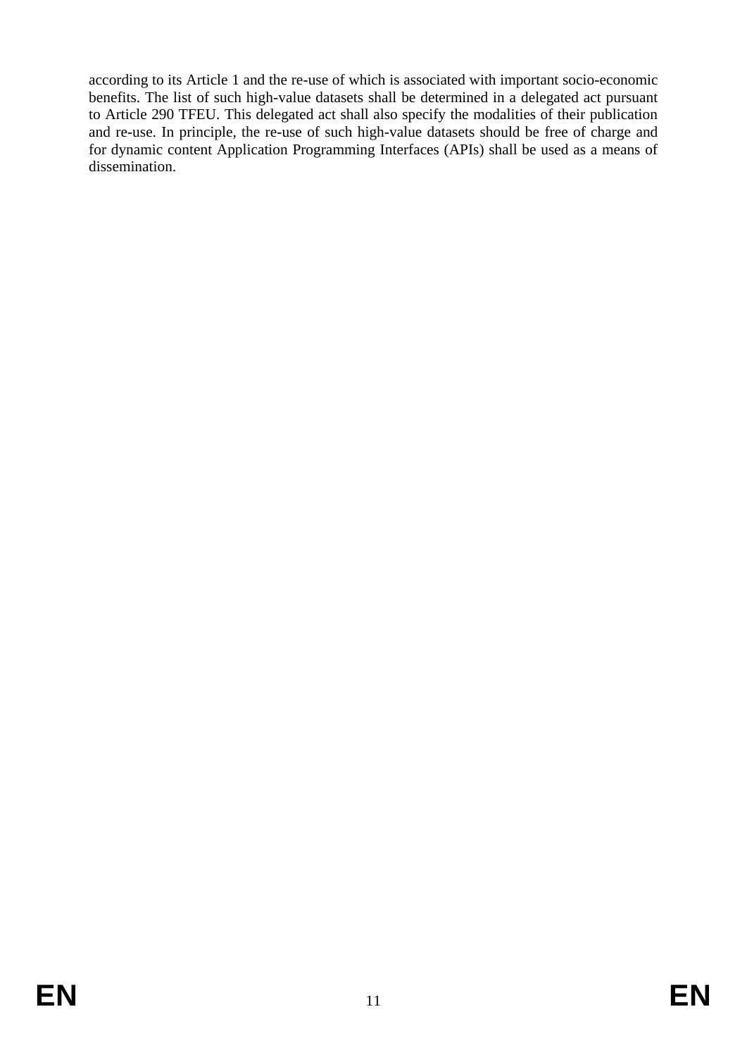according to its Article 1 and the re-use of which is associated with important socio-economic benefits. The list of such high-value datasets shall be determined in a delegated act pursuant to Article 290 TFEU. This delegated act shall also specify the modalities of their publication and re-use. In principle, the re-use of such high-value datasets should be free of charge and for dynamic content Application Programming Interfaces (APIs) shall be used as a means of dissemination.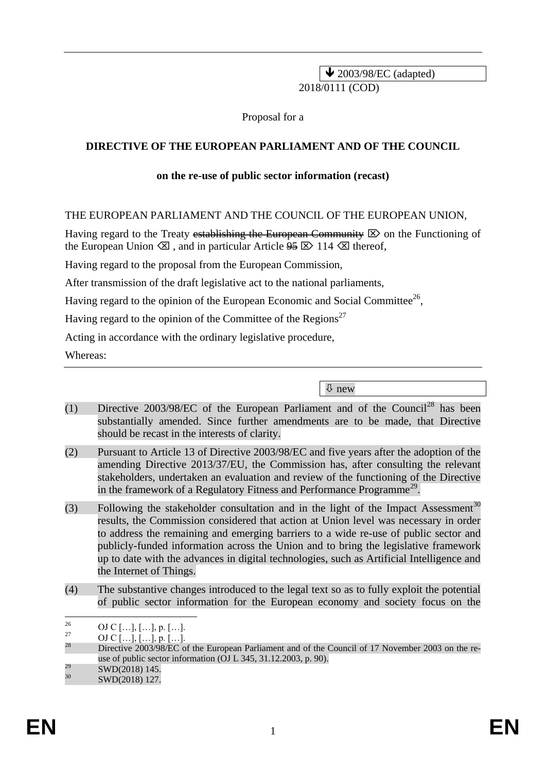↓ 2003/98/EC (adapted)

2018/0111 (COD)

Proposal for a

**DIRECTIVE OF THE EUROPEAN PARLIAMENT AND OF THE COUNCIL**

**on the re-use of public sector information (recast)**

THE EUROPEAN PARLIAMENT AND THE COUNCIL OF THE EUROPEAN UNION,

Having regard to the Treaty ~~establishing the European Community~~ ⌦ on the Functioning of the European Union ⌫ , and in particular Article ~~95~~ ⌦ 114 ⌫ thereof,

Having regard to the proposal from the European Commission,

After transmission of the draft legislative act to the national parliaments,

Having regard to the opinion of the European Economic and Social Committee[26],

Having regard to the opinion of the Committee of the Regions[27]

Acting in accordance with the ordinary legislative procedure,

Whereas:

⇩ new

(1) Directive 2003/98/EC of the European Parliament and of the Council[28] has been substantially amended. Since further amendments are to be made, that Directive should be recast in the interests of clarity.

(2) Pursuant to Article 13 of Directive 2003/98/EC and five years after the adoption of the amending Directive 2013/37/EU, the Commission has, after consulting the relevant stakeholders, undertaken an evaluation and review of the functioning of the Directive in the framework of a Regulatory Fitness and Performance Programme[29].

(3) Following the stakeholder consultation and in the light of the Impact Assessment[30] results, the Commission considered that action at Union level was necessary in order to address the remaining and emerging barriers to a wide re-use of public sector and publicly-funded information across the Union and to bring the legislative framework up to date with the advances in digital technologies, such as Artificial Intelligence and the Internet of Things.

(4) The substantive changes introduced to the legal text so as to fully exploit the potential of public sector information for the European economy and society focus on the

---

[26] OJ C […], […], p. […].

[27] OJ C […], […], p. […].

[28] Directive 2003/98/EC of the European Parliament and of the Council of 17 November 2003 on the re-use of public sector information (OJ L 345, 31.12.2003, p. 90).

[29] SWD(2018) 145.

[30] SWD(2018) 127.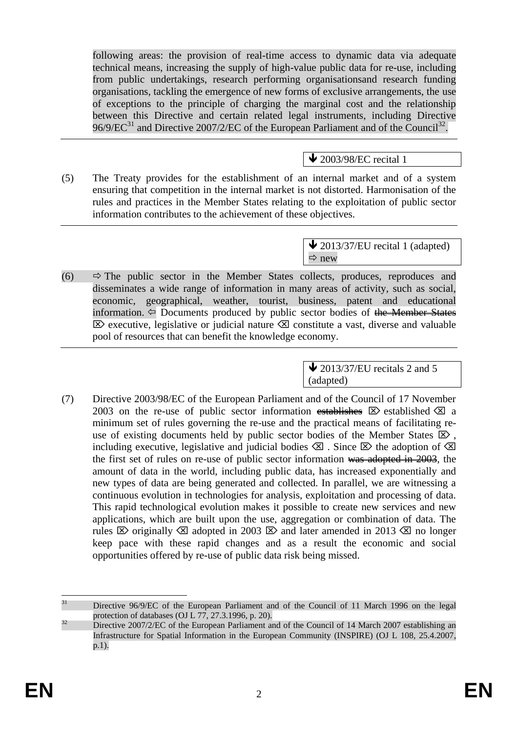following areas: the provision of real-time access to dynamic data via adequate technical means, increasing the supply of high-value public data for re-use, including from public undertakings, research performing organisationsand research funding organisations, tackling the emergence of new forms of exclusive arrangements, the use of exceptions to the principle of charging the marginal cost and the relationship between this Directive and certain related legal instruments, including Directive 96/9/EC[31] and Directive 2007/2/EC of the European Parliament and of the Council[32].

---

↓ 2003/98/EC recital 1

(5) The Treaty provides for the establishment of an internal market and of a system ensuring that competition in the internal market is not distorted. Harmonisation of the rules and practices in the Member States relating to the exploitation of public sector information contributes to the achievement of these objectives.

---

↓ 2013/37/EU recital 1 (adapted)
⇨ new

(6) ⇨ The public sector in the Member States collects, produces, reproduces and disseminates a wide range of information in many areas of activity, such as social, economic, geographical, weather, tourist, business, patent and educational information. ⇦ Documents produced by public sector bodies of ~~the Member States~~ ⌦ executive, legislative or judicial nature ⌫ constitute a vast, diverse and valuable pool of resources that can benefit the knowledge economy.

---

↓ 2013/37/EU recitals 2 and 5 (adapted)

(7) Directive 2003/98/EC of the European Parliament and of the Council of 17 November 2003 on the re-use of public sector information ~~establishes~~ ⌦ established ⌫ a minimum set of rules governing the re-use and the practical means of facilitating re-use of existing documents held by public sector bodies of the Member States ⌦ , including executive, legislative and judicial bodies ⌫ . Since ⌦ the adoption of ⌫ the first set of rules on re-use of public sector information ~~was adopted in 2003~~, the amount of data in the world, including public data, has increased exponentially and new types of data are being generated and collected. In parallel, we are witnessing a continuous evolution in technologies for analysis, exploitation and processing of data. This rapid technological evolution makes it possible to create new services and new applications, which are built upon the use, aggregation or combination of data. The rules ⌦ originally ⌫ adopted in 2003 ⌦ and later amended in 2013 ⌫ no longer keep pace with these rapid changes and as a result the economic and social opportunities offered by re-use of public data risk being missed.

---

[31] Directive 96/9/EC of the European Parliament and of the Council of 11 March 1996 on the legal protection of databases (OJ L 77, 27.3.1996, p. 20).

[32] Directive 2007/2/EC of the European Parliament and of the Council of 14 March 2007 establishing an Infrastructure for Spatial Information in the European Community (INSPIRE) (OJ L 108, 25.4.2007, p.1).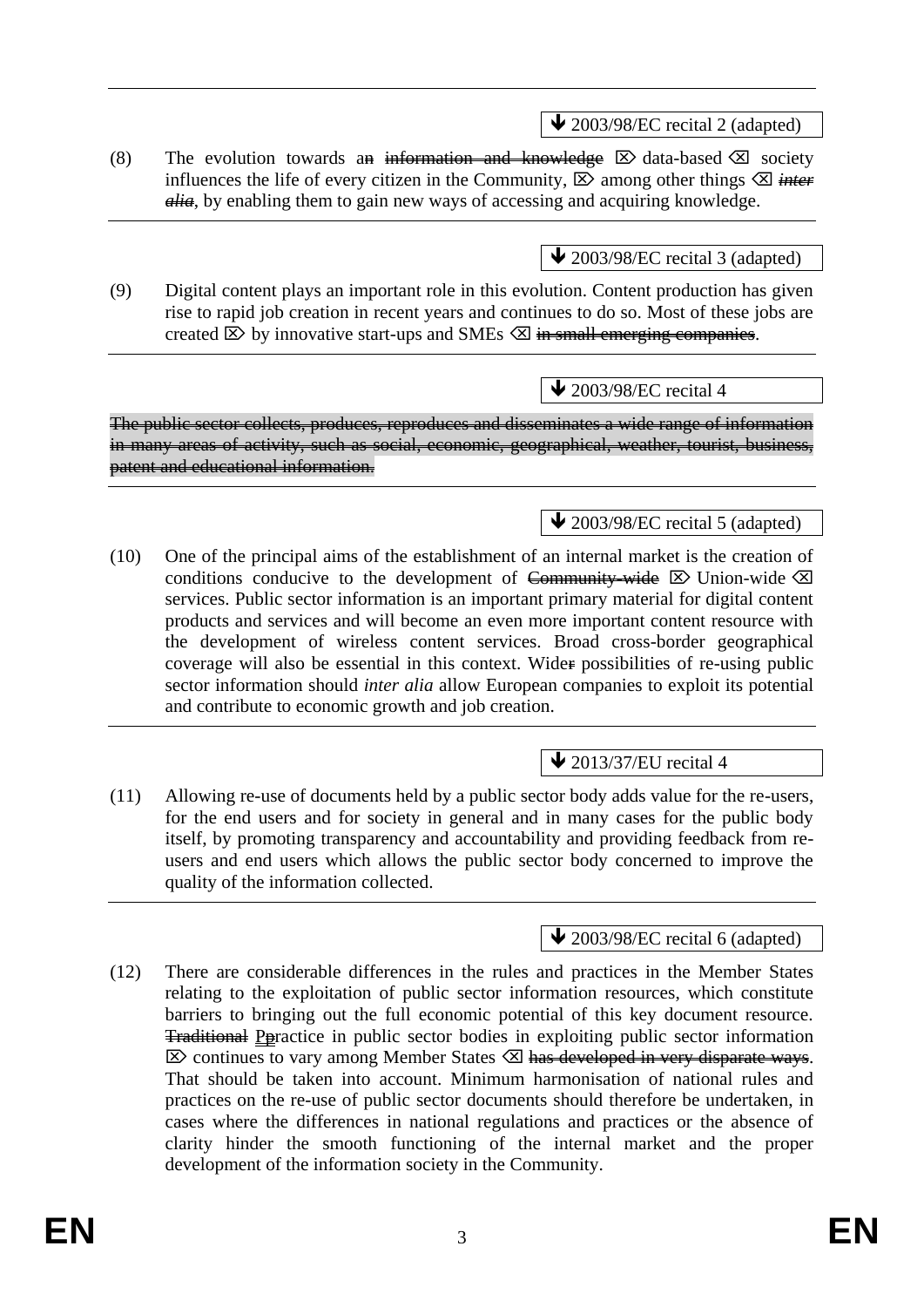↓ 2003/98/EC recital 2 (adapted)

(8) The evolution towards an ~~information and knowledge~~ ⌦ data-based ⌫ society influences the life of every citizen in the Community, ⌦ among other things ⌫ ~~*inter alia*~~, by enabling them to gain new ways of accessing and acquiring knowledge.

↓ 2003/98/EC recital 3 (adapted)

(9) Digital content plays an important role in this evolution. Content production has given rise to rapid job creation in recent years and continues to do so. Most of these jobs are created ⌦ by innovative start-ups and SMEs ⌫ ~~in small emerging companies~~.

↓ 2003/98/EC recital 4

~~The public sector collects, produces, reproduces and disseminates a wide range of information in many areas of activity, such as social, economic, geographical, weather, tourist, business, patent and educational information.~~

↓ 2003/98/EC recital 5 (adapted)

(10) One of the principal aims of the establishment of an internal market is the creation of conditions conducive to the development of ~~Community-wide~~ ⌦ Union-wide ⌫ services. Public sector information is an important primary material for digital content products and services and will become an even more important content resource with the development of wireless content services. Broad cross-border geographical coverage will also be essential in this context. Wide~~r~~ possibilities of re-using public sector information should *inter alia* allow European companies to exploit its potential and contribute to economic growth and job creation.

↓ 2013/37/EU recital 4

(11) Allowing re-use of documents held by a public sector body adds value for the re-users, for the end users and for society in general and in many cases for the public body itself, by promoting transparency and accountability and providing feedback from re-users and end users which allows the public sector body concerned to improve the quality of the information collected.

↓ 2003/98/EC recital 6 (adapted)

(12) There are considerable differences in the rules and practices in the Member States relating to the exploitation of public sector information resources, which constitute barriers to bringing out the full economic potential of this key document resource. ~~Traditional~~ P~~p~~ractice in public sector bodies in exploiting public sector information ⌦ continues to vary among Member States ⌫ ~~has developed in very disparate ways~~. That should be taken into account. Minimum harmonisation of national rules and practices on the re-use of public sector documents should therefore be undertaken, in cases where the differences in national regulations and practices or the absence of clarity hinder the smooth functioning of the internal market and the proper development of the information society in the Community.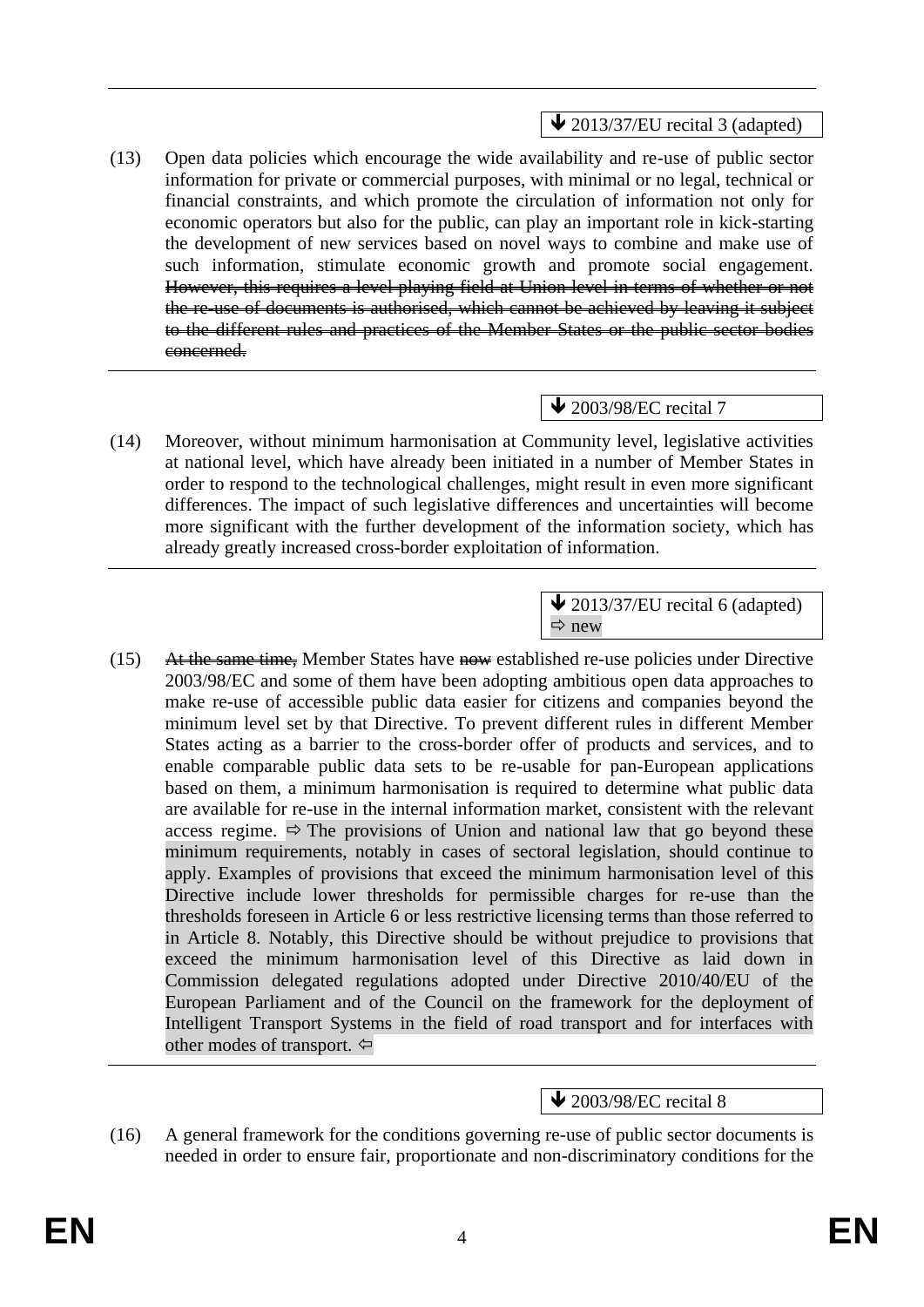↓ 2013/37/EU recital 3 (adapted)

(13) Open data policies which encourage the wide availability and re-use of public sector information for private or commercial purposes, with minimal or no legal, technical or financial constraints, and which promote the circulation of information not only for economic operators but also for the public, can play an important role in kick-starting the development of new services based on novel ways to combine and make use of such information, stimulate economic growth and promote social engagement. ~~However, this requires a level playing field at Union level in terms of whether or not the re-use of documents is authorised, which cannot be achieved by leaving it subject to the different rules and practices of the Member States or the public sector bodies concerned.~~

↓ 2003/98/EC recital 7

(14) Moreover, without minimum harmonisation at Community level, legislative activities at national level, which have already been initiated in a number of Member States in order to respond to the technological challenges, might result in even more significant differences. The impact of such legislative differences and uncertainties will become more significant with the further development of the information society, which has already greatly increased cross-border exploitation of information.

↓ 2013/37/EU recital 6 (adapted)
⇨ new

(15) ~~At the same time,~~ Member States have ~~now~~ established re-use policies under Directive 2003/98/EC and some of them have been adopting ambitious open data approaches to make re-use of accessible public data easier for citizens and companies beyond the minimum level set by that Directive. To prevent different rules in different Member States acting as a barrier to the cross-border offer of products and services, and to enable comparable public data sets to be re-usable for pan-European applications based on them, a minimum harmonisation is required to determine what public data are available for re-use in the internal information market, consistent with the relevant access regime. ⇨ The provisions of Union and national law that go beyond these minimum requirements, notably in cases of sectoral legislation, should continue to apply. Examples of provisions that exceed the minimum harmonisation level of this Directive include lower thresholds for permissible charges for re-use than the thresholds foreseen in Article 6 or less restrictive licensing terms than those referred to in Article 8. Notably, this Directive should be without prejudice to provisions that exceed the minimum harmonisation level of this Directive as laid down in Commission delegated regulations adopted under Directive 2010/40/EU of the European Parliament and of the Council on the framework for the deployment of Intelligent Transport Systems in the field of road transport and for interfaces with other modes of transport. ⇦

↓ 2003/98/EC recital 8

(16) A general framework for the conditions governing re-use of public sector documents is needed in order to ensure fair, proportionate and non-discriminatory conditions for the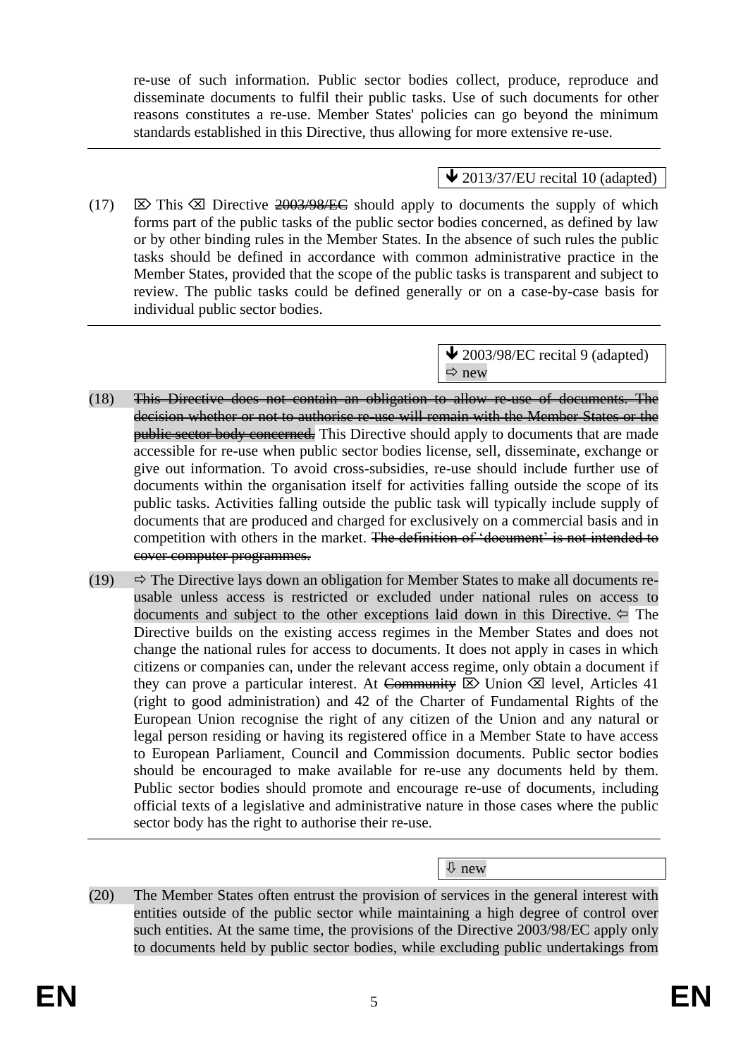re-use of such information. Public sector bodies collect, produce, reproduce and disseminate documents to fulfil their public tasks. Use of such documents for other reasons constitutes a re-use. Member States' policies can go beyond the minimum standards established in this Directive, thus allowing for more extensive re-use.

---

🡻 2013/37/EU recital 10 (adapted)

(17) ⌦ This ⌫ Directive ~~2003/98/EC~~ should apply to documents the supply of which forms part of the public tasks of the public sector bodies concerned, as defined by law or by other binding rules in the Member States. In the absence of such rules the public tasks should be defined in accordance with common administrative practice in the Member States, provided that the scope of the public tasks is transparent and subject to review. The public tasks could be defined generally or on a case-by-case basis for individual public sector bodies.

---

🡻 2003/98/EC recital 9 (adapted)
⇨ new

(18) ~~This Directive does not contain an obligation to allow re-use of documents. The decision whether or not to authorise re-use will remain with the Member States or the public sector body concerned.~~ This Directive should apply to documents that are made accessible for re-use when public sector bodies license, sell, disseminate, exchange or give out information. To avoid cross-subsidies, re-use should include further use of documents within the organisation itself for activities falling outside the scope of its public tasks. Activities falling outside the public task will typically include supply of documents that are produced and charged for exclusively on a commercial basis and in competition with others in the market. ~~The definition of 'document' is not intended to cover computer programmes.~~

(19) ⇨ The Directive lays down an obligation for Member States to make all documents re-usable unless access is restricted or excluded under national rules on access to documents and subject to the other exceptions laid down in this Directive. ⇦ The Directive builds on the existing access regimes in the Member States and does not change the national rules for access to documents. It does not apply in cases in which citizens or companies can, under the relevant access regime, only obtain a document if they can prove a particular interest. At ~~Community~~ ⌦ Union ⌫ level, Articles 41 (right to good administration) and 42 of the Charter of Fundamental Rights of the European Union recognise the right of any citizen of the Union and any natural or legal person residing or having its registered office in a Member State to have access to European Parliament, Council and Commission documents. Public sector bodies should be encouraged to make available for re-use any documents held by them. Public sector bodies should promote and encourage re-use of documents, including official texts of a legislative and administrative nature in those cases where the public sector body has the right to authorise their re-use.

---

⇩ new

(20) The Member States often entrust the provision of services in the general interest with entities outside of the public sector while maintaining a high degree of control over such entities. At the same time, the provisions of the Directive 2003/98/EC apply only to documents held by public sector bodies, while excluding public undertakings from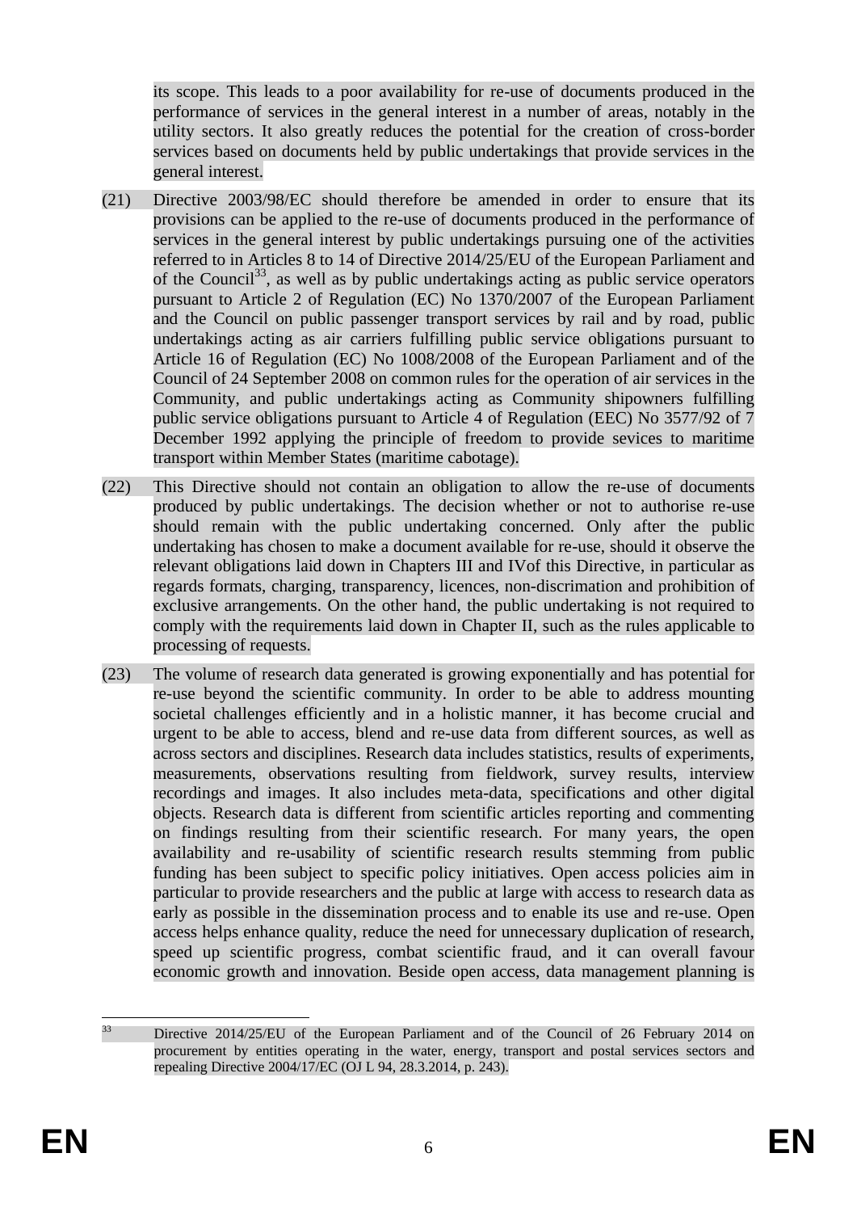its scope. This leads to a poor availability for re-use of documents produced in the performance of services in the general interest in a number of areas, notably in the utility sectors. It also greatly reduces the potential for the creation of cross-border services based on documents held by public undertakings that provide services in the general interest.

(21) Directive 2003/98/EC should therefore be amended in order to ensure that its provisions can be applied to the re-use of documents produced in the performance of services in the general interest by public undertakings pursuing one of the activities referred to in Articles 8 to 14 of Directive 2014/25/EU of the European Parliament and of the Council[33], as well as by public undertakings acting as public service operators pursuant to Article 2 of Regulation (EC) No 1370/2007 of the European Parliament and the Council on public passenger transport services by rail and by road, public undertakings acting as air carriers fulfilling public service obligations pursuant to Article 16 of Regulation (EC) No 1008/2008 of the European Parliament and of the Council of 24 September 2008 on common rules for the operation of air services in the Community, and public undertakings acting as Community shipowners fulfilling public service obligations pursuant to Article 4 of Regulation (EEC) No 3577/92 of 7 December 1992 applying the principle of freedom to provide sevices to maritime transport within Member States (maritime cabotage).

(22) This Directive should not contain an obligation to allow the re-use of documents produced by public undertakings. The decision whether or not to authorise re-use should remain with the public undertaking concerned. Only after the public undertaking has chosen to make a document available for re-use, should it observe the relevant obligations laid down in Chapters III and IVof this Directive, in particular as regards formats, charging, transparency, licences, non-discrimation and prohibition of exclusive arrangements. On the other hand, the public undertaking is not required to comply with the requirements laid down in Chapter II, such as the rules applicable to processing of requests.

(23) The volume of research data generated is growing exponentially and has potential for re-use beyond the scientific community. In order to be able to address mounting societal challenges efficiently and in a holistic manner, it has become crucial and urgent to be able to access, blend and re-use data from different sources, as well as across sectors and disciplines. Research data includes statistics, results of experiments, measurements, observations resulting from fieldwork, survey results, interview recordings and images. It also includes meta-data, specifications and other digital objects. Research data is different from scientific articles reporting and commenting on findings resulting from their scientific research. For many years, the open availability and re-usability of scientific research results stemming from public funding has been subject to specific policy initiatives. Open access policies aim in particular to provide researchers and the public at large with access to research data as early as possible in the dissemination process and to enable its use and re-use. Open access helps enhance quality, reduce the need for unnecessary duplication of research, speed up scientific progress, combat scientific fraud, and it can overall favour economic growth and innovation. Beside open access, data management planning is

---

[33] Directive 2014/25/EU of the European Parliament and of the Council of 26 February 2014 on procurement by entities operating in the water, energy, transport and postal services sectors and repealing Directive 2004/17/EC (OJ L 94, 28.3.2014, p. 243).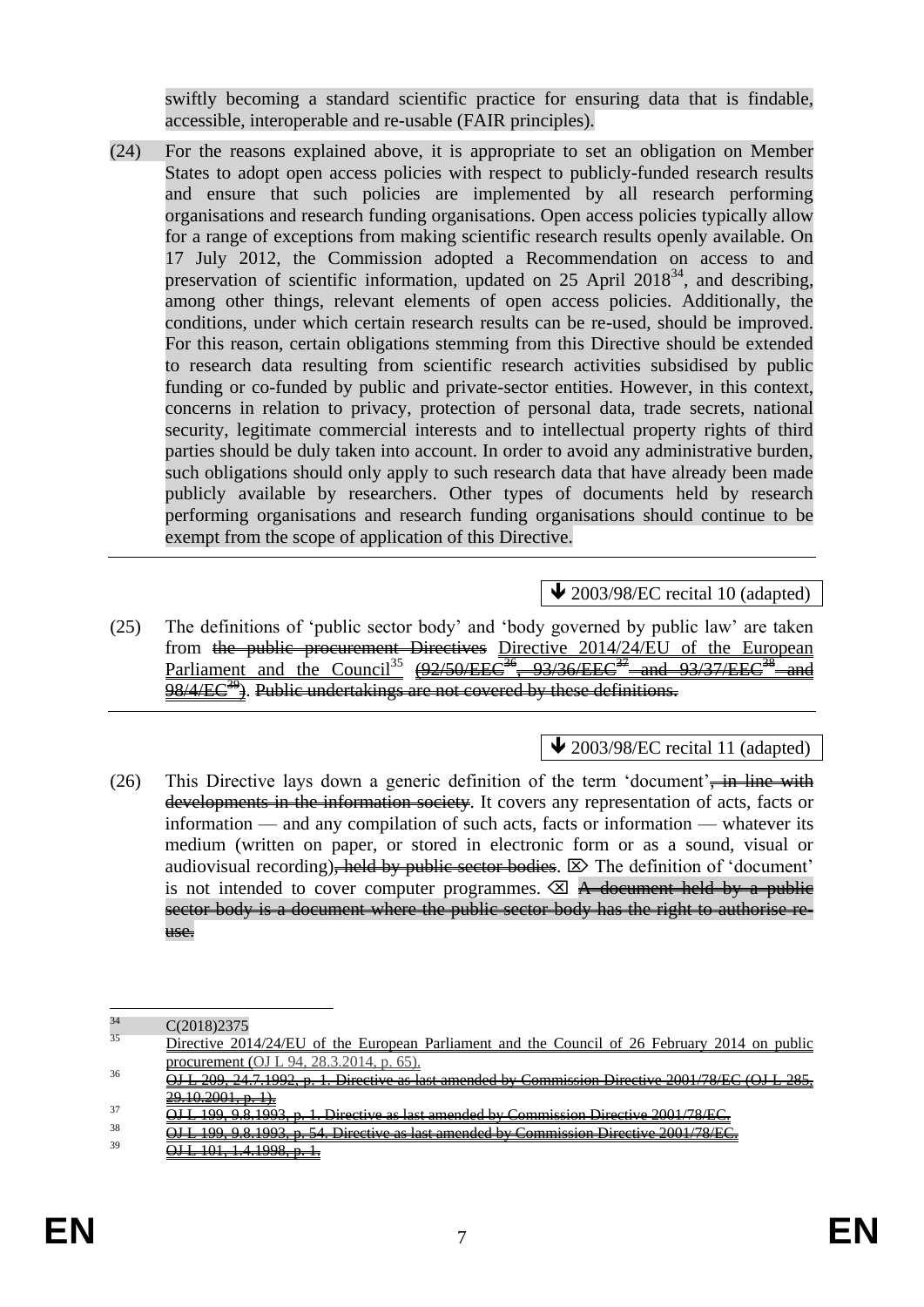swiftly becoming a standard scientific practice for ensuring data that is findable, accessible, interoperable and re-usable (FAIR principles).

(24) For the reasons explained above, it is appropriate to set an obligation on Member States to adopt open access policies with respect to publicly-funded research results and ensure that such policies are implemented by all research performing organisations and research funding organisations. Open access policies typically allow for a range of exceptions from making scientific research results openly available. On 17 July 2012, the Commission adopted a Recommendation on access to and preservation of scientific information, updated on 25 April 2018[34], and describing, among other things, relevant elements of open access policies. Additionally, the conditions, under which certain research results can be re-used, should be improved. For this reason, certain obligations stemming from this Directive should be extended to research data resulting from scientific research activities subsidised by public funding or co-funded by public and private-sector entities. However, in this context, concerns in relation to privacy, protection of personal data, trade secrets, national security, legitimate commercial interests and to intellectual property rights of third parties should be duly taken into account. In order to avoid any administrative burden, such obligations should only apply to such research data that have already been made publicly available by researchers. Other types of documents held by research performing organisations and research funding organisations should continue to be exempt from the scope of application of this Directive.

---

🡻 2003/98/EC recital 10 (adapted)

(25) The definitions of 'public sector body' and 'body governed by public law' are taken from ~~the public procurement Directives~~ Directive 2014/24/EU of the European Parliament and the Council[35] ~~(92/50/EEC[36], 93/36/EEC[37] and 93/37/EEC[38] and 98/4/EC[39])~~. ~~Public undertakings are not covered by these definitions.~~

---

🡻 2003/98/EC recital 11 (adapted)

(26) This Directive lays down a generic definition of the term 'document'~~, in line with developments in the information society~~. It covers any representation of acts, facts or information — and any compilation of such acts, facts or information — whatever its medium (written on paper, or stored in electronic form or as a sound, visual or audiovisual recording)~~, held by public sector bodies~~. ⌦ The definition of 'document' is not intended to cover computer programmes. ⌫ ~~A document held by a public sector body is a document where the public sector body has the right to authorise re-use.~~

---

[34] C(2018)2375

[35] Directive 2014/24/EU of the European Parliament and the Council of 26 February 2014 on public procurement (OJ L 94, 28.3.2014, p. 65).

[36] ~~OJ L 209, 24.7.1992, p. 1. Directive as last amended by Commission Directive 2001/78/EC (OJ L 285, 29.10.2001, p. 1).~~

[37] ~~OJ L 199, 9.8.1993, p. 1. Directive as last amended by Commission Directive 2001/78/EC.~~

[38] ~~OJ L 199, 9.8.1993, p. 54. Directive as last amended by Commission Directive 2001/78/EC.~~

[39] ~~OJ L 101, 1.4.1998, p. 1.~~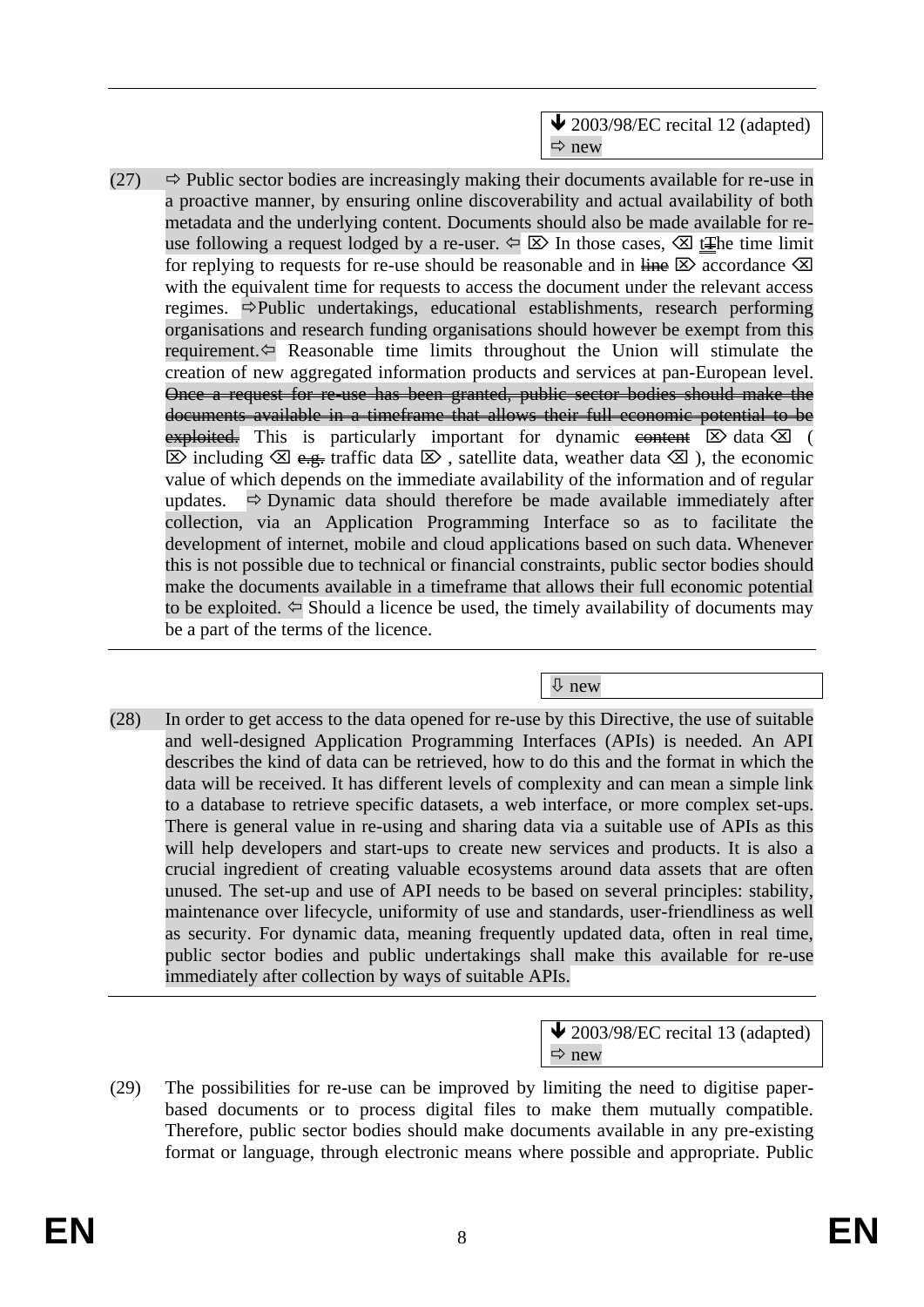↓ 2003/98/EC recital 12 (adapted)
⇨ new

(27) ⇨ Public sector bodies are increasingly making their documents available for re-use in a proactive manner, by ensuring online discoverability and actual availability of both metadata and the underlying content. Documents should also be made available for re-use following a request lodged by a re-user. ⇦ ⌦ In those cases, ⌫ tThe time limit for replying to requests for re-use should be reasonable and in ~~line~~ ⌦ accordance ⌫ with the equivalent time for requests to access the document under the relevant access regimes. ⇨Public undertakings, educational establishments, research performing organisations and research funding organisations should however be exempt from this requirement.⇦ Reasonable time limits throughout the Union will stimulate the creation of new aggregated information products and services at pan-European level. ~~Once a request for re-use has been granted, public sector bodies should make the documents available in a timeframe that allows their full economic potential to be exploited.~~ This is particularly important for dynamic ~~content~~ ⌦ data ⌫ ( ⌦ including ⌫ ~~e.g.~~ traffic data ⌦ , satellite data, weather data ⌫ ), the economic value of which depends on the immediate availability of the information and of regular updates. ⇨ Dynamic data should therefore be made available immediately after collection, via an Application Programming Interface so as to facilitate the development of internet, mobile and cloud applications based on such data. Whenever this is not possible due to technical or financial constraints, public sector bodies should make the documents available in a timeframe that allows their full economic potential to be exploited. ⇦ Should a licence be used, the timely availability of documents may be a part of the terms of the licence.

⇩ new

(28) In order to get access to the data opened for re-use by this Directive, the use of suitable and well-designed Application Programming Interfaces (APIs) is needed. An API describes the kind of data can be retrieved, how to do this and the format in which the data will be received. It has different levels of complexity and can mean a simple link to a database to retrieve specific datasets, a web interface, or more complex set-ups. There is general value in re-using and sharing data via a suitable use of APIs as this will help developers and start-ups to create new services and products. It is also a crucial ingredient of creating valuable ecosystems around data assets that are often unused. The set-up and use of API needs to be based on several principles: stability, maintenance over lifecycle, uniformity of use and standards, user-friendliness as well as security. For dynamic data, meaning frequently updated data, often in real time, public sector bodies and public undertakings shall make this available for re-use immediately after collection by ways of suitable APIs.

↓ 2003/98/EC recital 13 (adapted)
⇨ new

(29) The possibilities for re-use can be improved by limiting the need to digitise paper-based documents or to process digital files to make them mutually compatible. Therefore, public sector bodies should make documents available in any pre-existing format or language, through electronic means where possible and appropriate. Public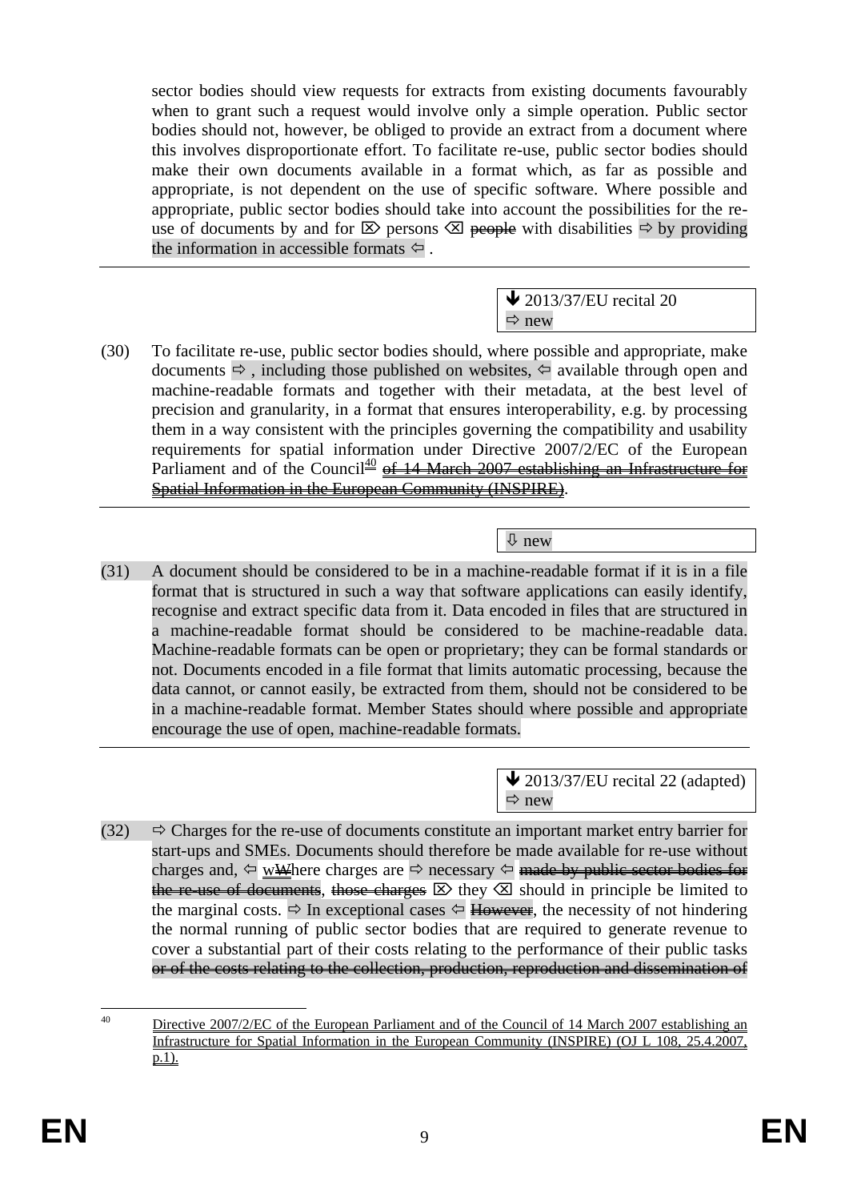sector bodies should view requests for extracts from existing documents favourably when to grant such a request would involve only a simple operation. Public sector bodies should not, however, be obliged to provide an extract from a document where this involves disproportionate effort. To facilitate re-use, public sector bodies should make their own documents available in a format which, as far as possible and appropriate, is not dependent on the use of specific software. Where possible and appropriate, public sector bodies should take into account the possibilities for the re-use of documents by and for ⌦ persons ⌫ ~~people~~ with disabilities ⇨ by providing the information in accessible formats ⇦ .

---

↓ 2013/37/EU recital 20
⇨ new

(30) To facilitate re-use, public sector bodies should, where possible and appropriate, make documents ⇨ , including those published on websites, ⇦ available through open and machine-readable formats and together with their metadata, at the best level of precision and granularity, in a format that ensures interoperability, e.g. by processing them in a way consistent with the principles governing the compatibility and usability requirements for spatial information under Directive 2007/2/EC of the European Parliament and of the Council[40] ~~of 14 March 2007 establishing an Infrastructure for Spatial Information in the European Community (INSPIRE)~~.

---

⇩ new

(31) A document should be considered to be in a machine-readable format if it is in a file format that is structured in such a way that software applications can easily identify, recognise and extract specific data from it. Data encoded in files that are structured in a machine-readable format should be considered to be machine-readable data. Machine-readable formats can be open or proprietary; they can be formal standards or not. Documents encoded in a file format that limits automatic processing, because the data cannot, or cannot easily, be extracted from them, should not be considered to be in a machine-readable format. Member States should where possible and appropriate encourage the use of open, machine-readable formats.

---

↓ 2013/37/EU recital 22 (adapted)
⇨ new

(32) ⇨ Charges for the re-use of documents constitute an important market entry barrier for start-ups and SMEs. Documents should therefore be made available for re-use without charges and, ⇦ wW~~W~~here charges are ⇨ necessary ⇦ ~~made by public sector bodies for the re-use of documents~~, ~~those charges~~ ⌦ they ⌫ should in principle be limited to the marginal costs. ⇨ In exceptional cases ⇦ ~~However~~, the necessity of not hindering the normal running of public sector bodies that are required to generate revenue to cover a substantial part of their costs relating to the performance of their public tasks ~~or of the costs relating to the collection, production, reproduction and dissemination of~~

---

[40] Directive 2007/2/EC of the European Parliament and of the Council of 14 March 2007 establishing an Infrastructure for Spatial Information in the European Community (INSPIRE) (OJ L 108, 25.4.2007, p.1).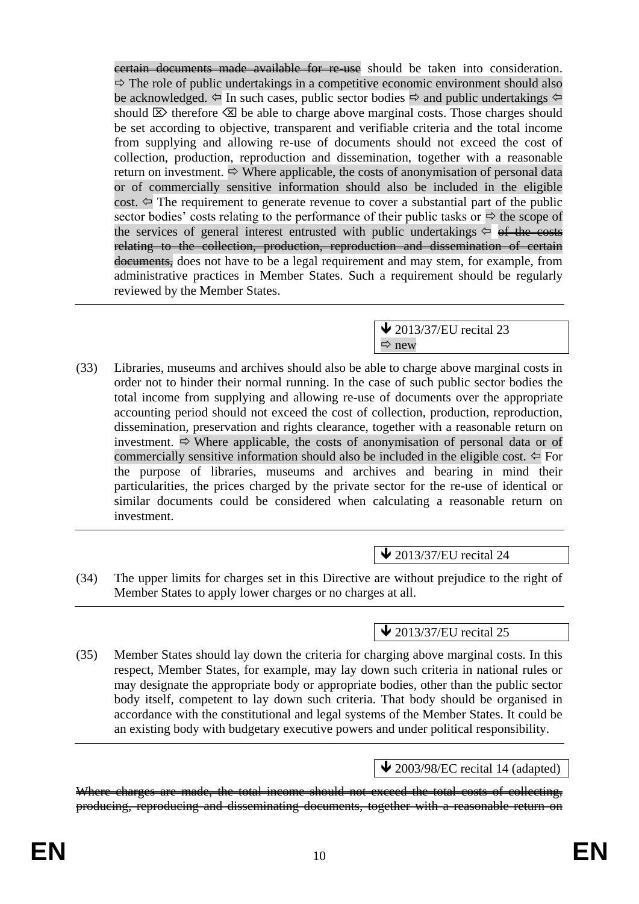~~certain documents made available for re-use~~ should be taken into consideration. ⇨ The role of public undertakings in a competitive economic environment should also be acknowledged. ⇦ In such cases, public sector bodies ⇨ and public undertakings ⇦ should ⌦ therefore ⌫ be able to charge above marginal costs. Those charges should be set according to objective, transparent and verifiable criteria and the total income from supplying and allowing re-use of documents should not exceed the cost of collection, production, reproduction and dissemination, together with a reasonable return on investment. ⇨ Where applicable, the costs of anonymisation of personal data or of commercially sensitive information should also be included in the eligible cost. ⇦ The requirement to generate revenue to cover a substantial part of the public sector bodies' costs relating to the performance of their public tasks or ⇨ the scope of the services of general interest entrusted with public undertakings ⇦ ~~of the costs relating to the collection, production, reproduction and dissemination of certain documents,~~ does not have to be a legal requirement and may stem, for example, from administrative practices in Member States. Such a requirement should be regularly reviewed by the Member States.

---

↓ 2013/37/EU recital 23
⇨ new

(33) Libraries, museums and archives should also be able to charge above marginal costs in order not to hinder their normal running. In the case of such public sector bodies the total income from supplying and allowing re-use of documents over the appropriate accounting period should not exceed the cost of collection, production, reproduction, dissemination, preservation and rights clearance, together with a reasonable return on investment. ⇨ Where applicable, the costs of anonymisation of personal data or of commercially sensitive information should also be included in the eligible cost. ⇦ For the purpose of libraries, museums and archives and bearing in mind their particularities, the prices charged by the private sector for the re-use of identical or similar documents could be considered when calculating a reasonable return on investment.

---

↓ 2013/37/EU recital 24

(34) The upper limits for charges set in this Directive are without prejudice to the right of Member States to apply lower charges or no charges at all.

---

↓ 2013/37/EU recital 25

(35) Member States should lay down the criteria for charging above marginal costs. In this respect, Member States, for example, may lay down such criteria in national rules or may designate the appropriate body or appropriate bodies, other than the public sector body itself, competent to lay down such criteria. That body should be organised in accordance with the constitutional and legal systems of the Member States. It could be an existing body with budgetary executive powers and under political responsibility.

---

↓ 2003/98/EC recital 14 (adapted)

~~Where charges are made, the total income should not exceed the total costs of collecting, producing, reproducing and disseminating documents, together with a reasonable return on~~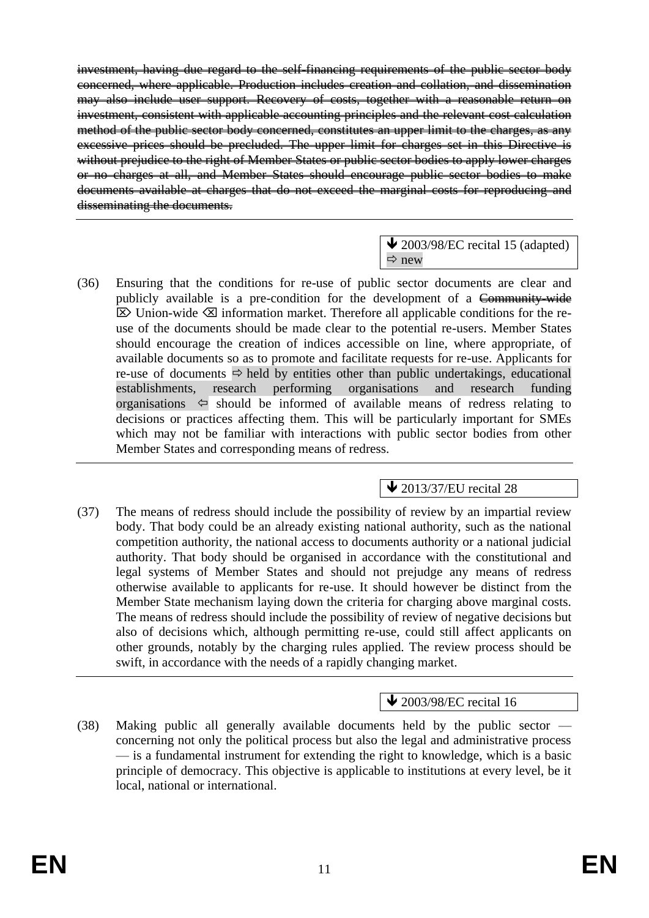~~investment, having due regard to the self-financing requirements of the public sector body concerned, where applicable. Production includes creation and collation, and dissemination may also include user support. Recovery of costs, together with a reasonable return on investment, consistent with applicable accounting principles and the relevant cost calculation method of the public sector body concerned, constitutes an upper limit to the charges, as any excessive prices should be precluded. The upper limit for charges set in this Directive is without prejudice to the right of Member States or public sector bodies to apply lower charges or no charges at all, and Member States should encourage public sector bodies to make documents available at charges that do not exceed the marginal costs for reproducing and disseminating the documents.~~

---

🡻 2003/98/EC recital 15 (adapted)
⇨ new

(36) Ensuring that the conditions for re-use of public sector documents are clear and publicly available is a pre-condition for the development of a ~~Community-wide~~ ⌦ Union-wide ⌫ information market. Therefore all applicable conditions for the re-use of the documents should be made clear to the potential re-users. Member States should encourage the creation of indices accessible on line, where appropriate, of available documents so as to promote and facilitate requests for re-use. Applicants for re-use of documents ⇨ held by entities other than public undertakings, educational establishments, research performing organisations and research funding organisations ⇦ should be informed of available means of redress relating to decisions or practices affecting them. This will be particularly important for SMEs which may not be familiar with interactions with public sector bodies from other Member States and corresponding means of redress.

---

🡻 2013/37/EU recital 28

(37) The means of redress should include the possibility of review by an impartial review body. That body could be an already existing national authority, such as the national competition authority, the national access to documents authority or a national judicial authority. That body should be organised in accordance with the constitutional and legal systems of Member States and should not prejudge any means of redress otherwise available to applicants for re-use. It should however be distinct from the Member State mechanism laying down the criteria for charging above marginal costs. The means of redress should include the possibility of review of negative decisions but also of decisions which, although permitting re-use, could still affect applicants on other grounds, notably by the charging rules applied. The review process should be swift, in accordance with the needs of a rapidly changing market.

---

🡻 2003/98/EC recital 16

(38) Making public all generally available documents held by the public sector — concerning not only the political process but also the legal and administrative process — is a fundamental instrument for extending the right to knowledge, which is a basic principle of democracy. This objective is applicable to institutions at every level, be it local, national or international.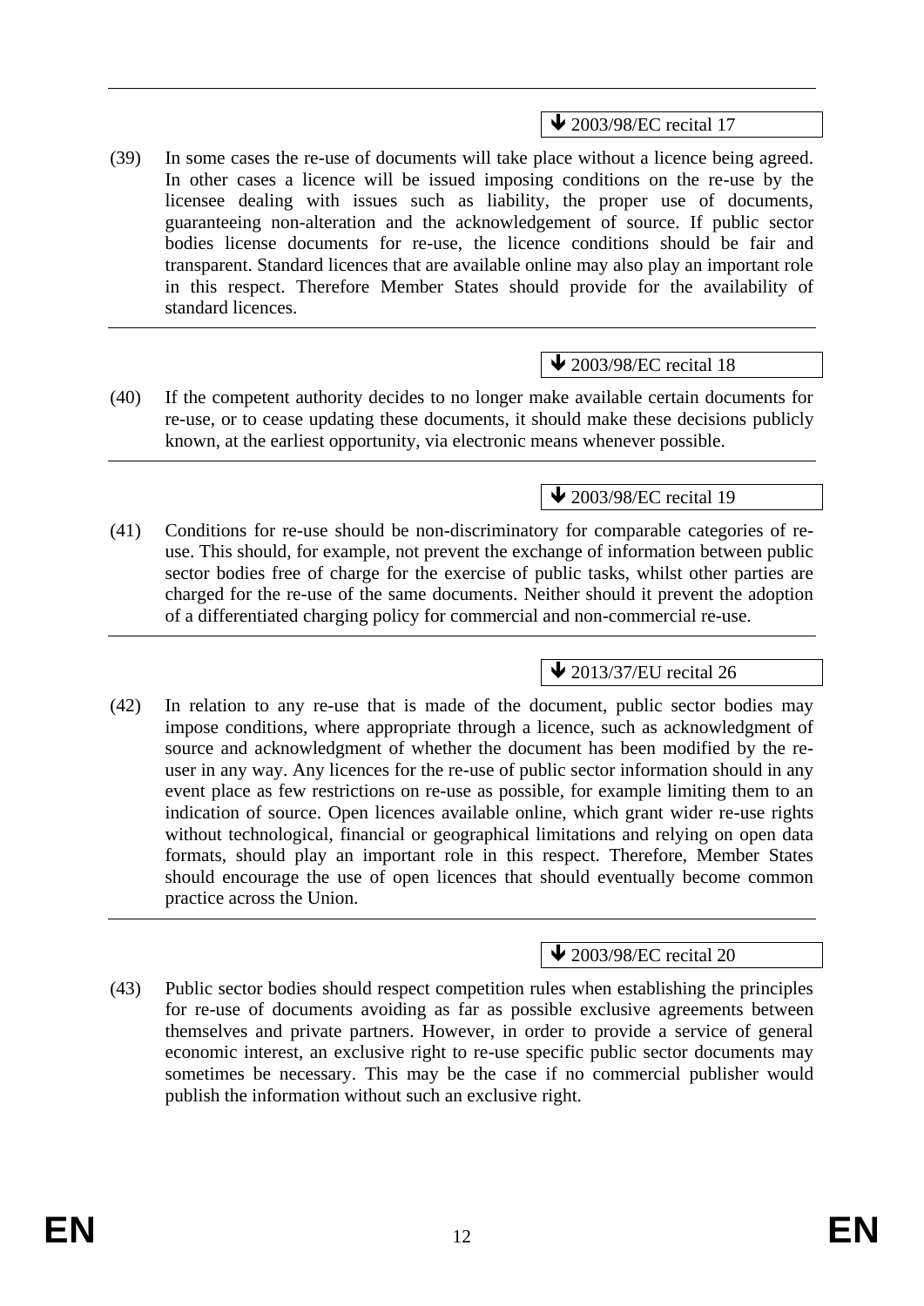---

🡻 2003/98/EC recital 17

(39) In some cases the re-use of documents will take place without a licence being agreed. In other cases a licence will be issued imposing conditions on the re-use by the licensee dealing with issues such as liability, the proper use of documents, guaranteeing non-alteration and the acknowledgement of source. If public sector bodies license documents for re-use, the licence conditions should be fair and transparent. Standard licences that are available online may also play an important role in this respect. Therefore Member States should provide for the availability of standard licences.

---

🡻 2003/98/EC recital 18

(40) If the competent authority decides to no longer make available certain documents for re-use, or to cease updating these documents, it should make these decisions publicly known, at the earliest opportunity, via electronic means whenever possible.

---

🡻 2003/98/EC recital 19

(41) Conditions for re-use should be non-discriminatory for comparable categories of re-use. This should, for example, not prevent the exchange of information between public sector bodies free of charge for the exercise of public tasks, whilst other parties are charged for the re-use of the same documents. Neither should it prevent the adoption of a differentiated charging policy for commercial and non-commercial re-use.

---

🡻 2013/37/EU recital 26

(42) In relation to any re-use that is made of the document, public sector bodies may impose conditions, where appropriate through a licence, such as acknowledgment of source and acknowledgment of whether the document has been modified by the re-user in any way. Any licences for the re-use of public sector information should in any event place as few restrictions on re-use as possible, for example limiting them to an indication of source. Open licences available online, which grant wider re-use rights without technological, financial or geographical limitations and relying on open data formats, should play an important role in this respect. Therefore, Member States should encourage the use of open licences that should eventually become common practice across the Union.

---

🡻 2003/98/EC recital 20

(43) Public sector bodies should respect competition rules when establishing the principles for re-use of documents avoiding as far as possible exclusive agreements between themselves and private partners. However, in order to provide a service of general economic interest, an exclusive right to re-use specific public sector documents may sometimes be necessary. This may be the case if no commercial publisher would publish the information without such an exclusive right.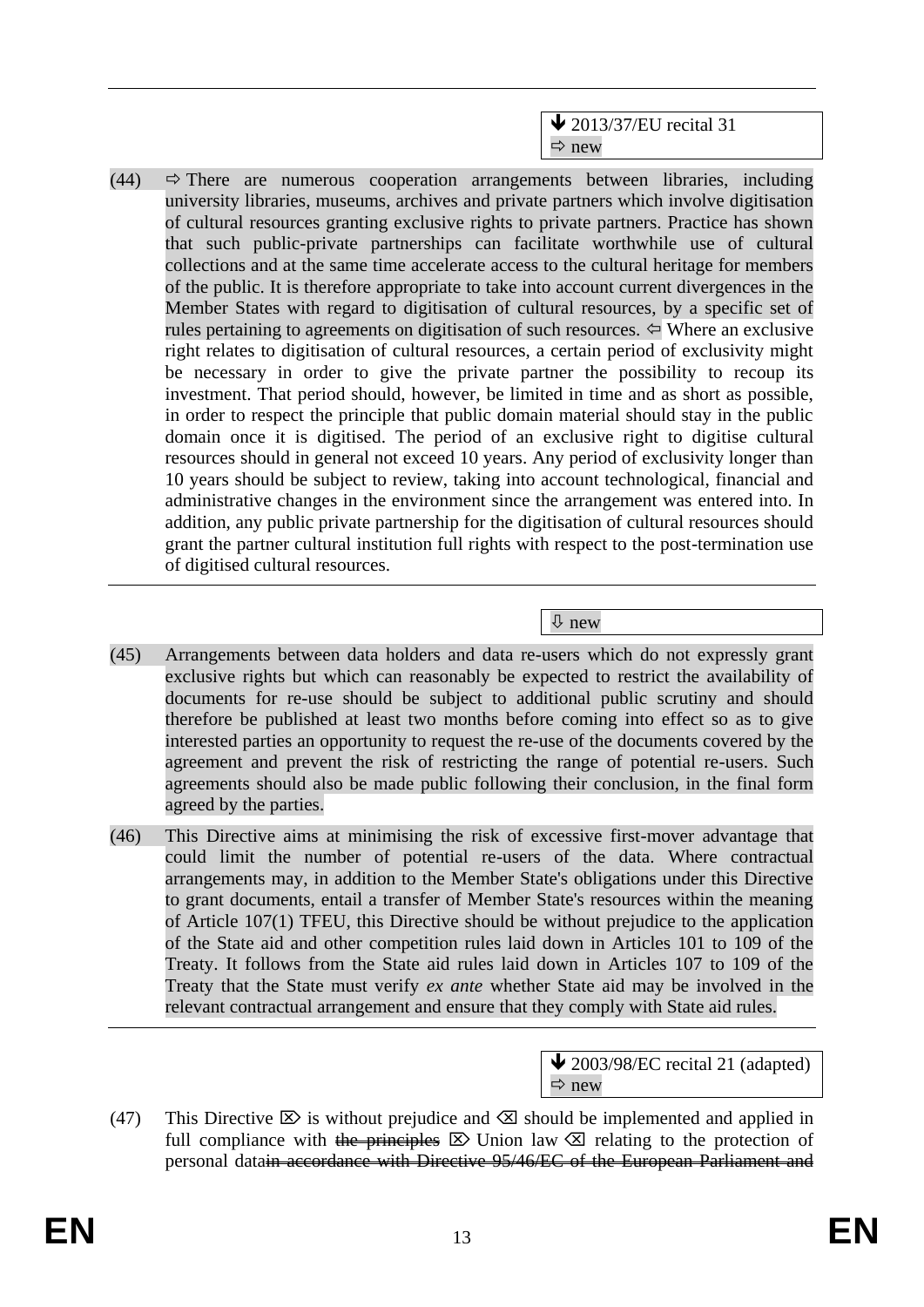⬇ 2013/37/EU recital 31
⇨ new

(44) ⇨ There are numerous cooperation arrangements between libraries, including university libraries, museums, archives and private partners which involve digitisation of cultural resources granting exclusive rights to private partners. Practice has shown that such public-private partnerships can facilitate worthwhile use of cultural collections and at the same time accelerate access to the cultural heritage for members of the public. It is therefore appropriate to take into account current divergences in the Member States with regard to digitisation of cultural resources, by a specific set of rules pertaining to agreements on digitisation of such resources. ⇦ Where an exclusive right relates to digitisation of cultural resources, a certain period of exclusivity might be necessary in order to give the private partner the possibility to recoup its investment. That period should, however, be limited in time and as short as possible, in order to respect the principle that public domain material should stay in the public domain once it is digitised. The period of an exclusive right to digitise cultural resources should in general not exceed 10 years. Any period of exclusivity longer than 10 years should be subject to review, taking into account technological, financial and administrative changes in the environment since the arrangement was entered into. In addition, any public private partnership for the digitisation of cultural resources should grant the partner cultural institution full rights with respect to the post-termination use of digitised cultural resources.

⇩ new

(45) Arrangements between data holders and data re-users which do not expressly grant exclusive rights but which can reasonably be expected to restrict the availability of documents for re-use should be subject to additional public scrutiny and should therefore be published at least two months before coming into effect so as to give interested parties an opportunity to request the re-use of the documents covered by the agreement and prevent the risk of restricting the range of potential re-users. Such agreements should also be made public following their conclusion, in the final form agreed by the parties.

(46) This Directive aims at minimising the risk of excessive first-mover advantage that could limit the number of potential re-users of the data. Where contractual arrangements may, in addition to the Member State's obligations under this Directive to grant documents, entail a transfer of Member State's resources within the meaning of Article 107(1) TFEU, this Directive should be without prejudice to the application of the State aid and other competition rules laid down in Articles 101 to 109 of the Treaty. It follows from the State aid rules laid down in Articles 107 to 109 of the Treaty that the State must verify *ex ante* whether State aid may be involved in the relevant contractual arrangement and ensure that they comply with State aid rules.

⬇ 2003/98/EC recital 21 (adapted)
⇨ new

(47) This Directive ⌦ is without prejudice and ⌫ should be implemented and applied in full compliance with ~~the principles~~ ⌦ Union law ⌫ relating to the protection of personal data~~in accordance with Directive 95/46/EC of the European Parliament and~~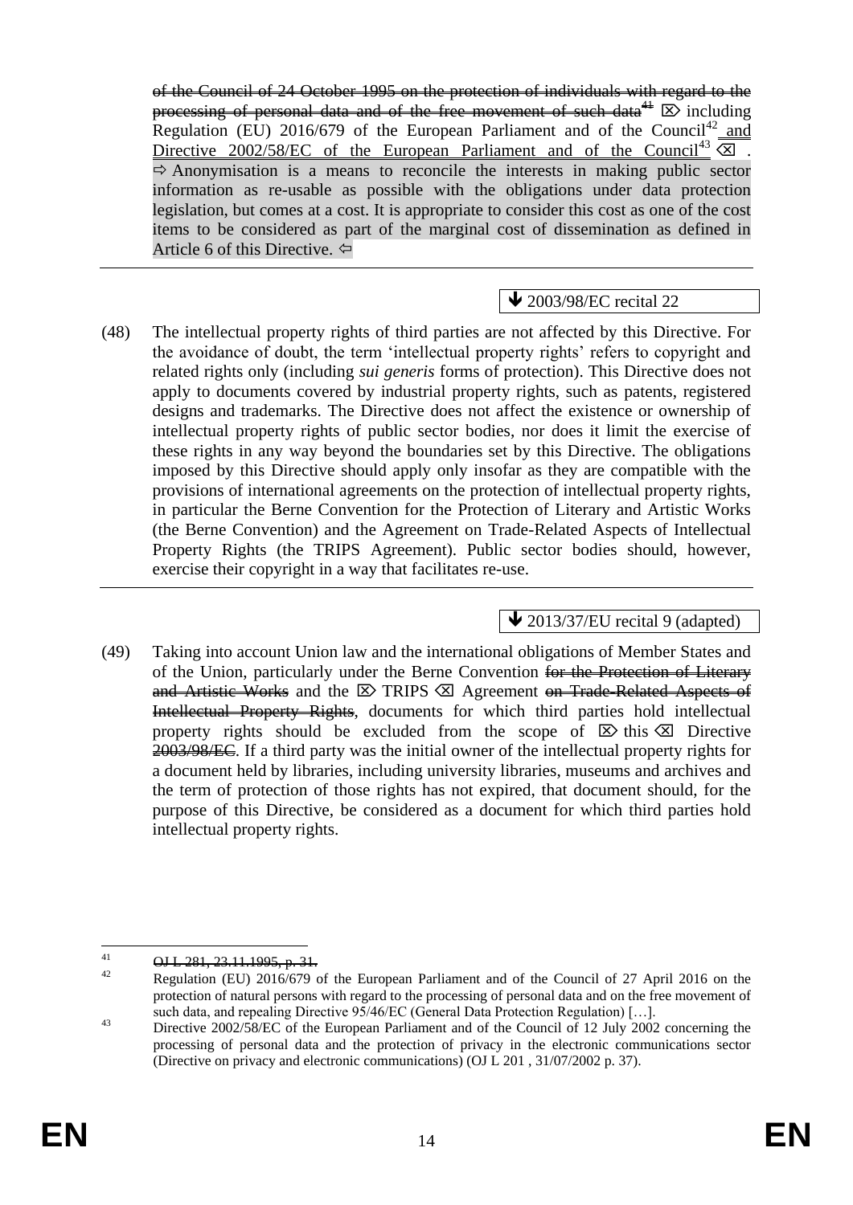~~of the Council of 24 October 1995 on the protection of individuals with regard to the processing of personal data and of the free movement of such data[41]~~ ⌦ including Regulation (EU) 2016/679 of the European Parliament and of the Council[42] and Directive 2002/58/EC of the European Parliament and of the Council[43] ⌫ . ⇨ Anonymisation is a means to reconcile the interests in making public sector information as re-usable as possible with the obligations under data protection legislation, but comes at a cost. It is appropriate to consider this cost as one of the cost items to be considered as part of the marginal cost of dissemination as defined in Article 6 of this Directive. ⇦

🡻 2003/98/EC recital 22

(48) The intellectual property rights of third parties are not affected by this Directive. For the avoidance of doubt, the term 'intellectual property rights' refers to copyright and related rights only (including *sui generis* forms of protection). This Directive does not apply to documents covered by industrial property rights, such as patents, registered designs and trademarks. The Directive does not affect the existence or ownership of intellectual property rights of public sector bodies, nor does it limit the exercise of these rights in any way beyond the boundaries set by this Directive. The obligations imposed by this Directive should apply only insofar as they are compatible with the provisions of international agreements on the protection of intellectual property rights, in particular the Berne Convention for the Protection of Literary and Artistic Works (the Berne Convention) and the Agreement on Trade-Related Aspects of Intellectual Property Rights (the TRIPS Agreement). Public sector bodies should, however, exercise their copyright in a way that facilitates re-use.

🡻 2013/37/EU recital 9 (adapted)

(49) Taking into account Union law and the international obligations of Member States and of the Union, particularly under the Berne Convention ~~for the Protection of Literary and Artistic Works~~ and the ⌦ TRIPS ⌫ Agreement ~~on Trade-Related Aspects of Intellectual Property Rights~~, documents for which third parties hold intellectual property rights should be excluded from the scope of ⌦ this ⌫ Directive ~~2003/98/EC~~. If a third party was the initial owner of the intellectual property rights for a document held by libraries, including university libraries, museums and archives and the term of protection of those rights has not expired, that document should, for the purpose of this Directive, be considered as a document for which third parties hold intellectual property rights.

---

[41] ~~OJ L 281, 23.11.1995, p. 31.~~

[42] Regulation (EU) 2016/679 of the European Parliament and of the Council of 27 April 2016 on the protection of natural persons with regard to the processing of personal data and on the free movement of such data, and repealing Directive 95/46/EC (General Data Protection Regulation) […].

[43] Directive 2002/58/EC of the European Parliament and of the Council of 12 July 2002 concerning the processing of personal data and the protection of privacy in the electronic communications sector (Directive on privacy and electronic communications) (OJ L 201 , 31/07/2002 p. 37).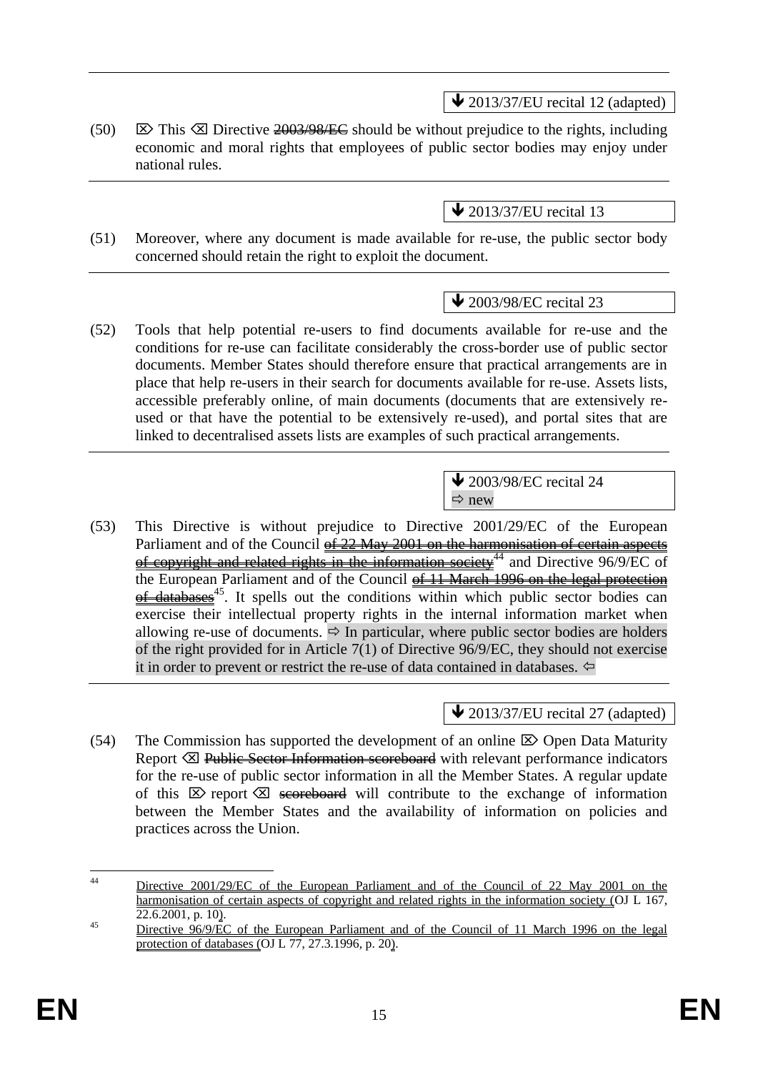---

↓ 2013/37/EU recital 12 (adapted)

(50) ⌦ This ⌫ Directive ~~2003/98/EC~~ should be without prejudice to the rights, including economic and moral rights that employees of public sector bodies may enjoy under national rules.

---

↓ 2013/37/EU recital 13

(51) Moreover, where any document is made available for re-use, the public sector body concerned should retain the right to exploit the document.

---

↓ 2003/98/EC recital 23

(52) Tools that help potential re-users to find documents available for re-use and the conditions for re-use can facilitate considerably the cross-border use of public sector documents. Member States should therefore ensure that practical arrangements are in place that help re-users in their search for documents available for re-use. Assets lists, accessible preferably online, of main documents (documents that are extensively re-used or that have the potential to be extensively re-used), and portal sites that are linked to decentralised assets lists are examples of such practical arrangements.

---

↓ 2003/98/EC recital 24
⇨ new

(53) This Directive is without prejudice to Directive 2001/29/EC of the European Parliament and of the Council ~~of 22 May 2001 on the harmonisation of certain aspects of copyright and related rights in the information society~~[44] and Directive 96/9/EC of the European Parliament and of the Council ~~of 11 March 1996 on the legal protection of databases~~[45]. It spells out the conditions within which public sector bodies can exercise their intellectual property rights in the internal information market when allowing re-use of documents. ⇨ In particular, where public sector bodies are holders of the right provided for in Article 7(1) of Directive 96/9/EC, they should not exercise it in order to prevent or restrict the re-use of data contained in databases. ⇦

---

↓ 2013/37/EU recital 27 (adapted)

(54) The Commission has supported the development of an online ⌦ Open Data Maturity Report ⌫ ~~Public Sector Information scoreboard~~ with relevant performance indicators for the re-use of public sector information in all the Member States. A regular update of this ⌦ report ⌫ ~~scoreboard~~ will contribute to the exchange of information between the Member States and the availability of information on policies and practices across the Union.

---

[44] Directive 2001/29/EC of the European Parliament and of the Council of 22 May 2001 on the harmonisation of certain aspects of copyright and related rights in the information society (OJ L 167, 22.6.2001, p. 10).

[45] Directive 96/9/EC of the European Parliament and of the Council of 11 March 1996 on the legal protection of databases (OJ L 77, 27.3.1996, p. 20).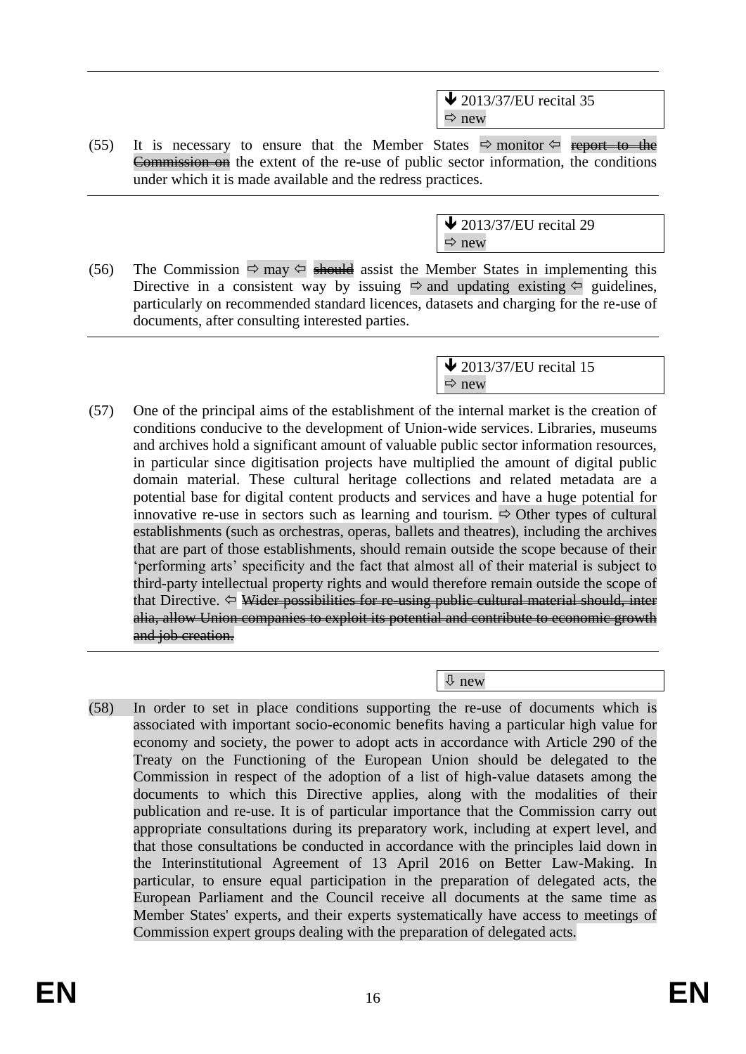↓ 2013/37/EU recital 35
⇨ new

(55) It is necessary to ensure that the Member States ⇨ monitor ⇦ ~~report to the Commission on~~ the extent of the re-use of public sector information, the conditions under which it is made available and the redress practices.

↓ 2013/37/EU recital 29
⇨ new

(56) The Commission ⇨ may ⇦ ~~should~~ assist the Member States in implementing this Directive in a consistent way by issuing ⇨ and updating existing ⇦ guidelines, particularly on recommended standard licences, datasets and charging for the re-use of documents, after consulting interested parties.

↓ 2013/37/EU recital 15
⇨ new

(57) One of the principal aims of the establishment of the internal market is the creation of conditions conducive to the development of Union-wide services. Libraries, museums and archives hold a significant amount of valuable public sector information resources, in particular since digitisation projects have multiplied the amount of digital public domain material. These cultural heritage collections and related metadata are a potential base for digital content products and services and have a huge potential for innovative re-use in sectors such as learning and tourism. ⇨ Other types of cultural establishments (such as orchestras, operas, ballets and theatres), including the archives that are part of those establishments, should remain outside the scope because of their 'performing arts' specificity and the fact that almost all of their material is subject to third-party intellectual property rights and would therefore remain outside the scope of that Directive. ⇦ ~~Wider possibilities for re-using public cultural material should, inter alia, allow Union companies to exploit its potential and contribute to economic growth and job creation.~~

⇩ new

(58) In order to set in place conditions supporting the re-use of documents which is associated with important socio-economic benefits having a particular high value for economy and society, the power to adopt acts in accordance with Article 290 of the Treaty on the Functioning of the European Union should be delegated to the Commission in respect of the adoption of a list of high-value datasets among the documents to which this Directive applies, along with the modalities of their publication and re-use. It is of particular importance that the Commission carry out appropriate consultations during its preparatory work, including at expert level, and that those consultations be conducted in accordance with the principles laid down in the Interinstitutional Agreement of 13 April 2016 on Better Law-Making. In particular, to ensure equal participation in the preparation of delegated acts, the European Parliament and the Council receive all documents at the same time as Member States' experts, and their experts systematically have access to meetings of Commission expert groups dealing with the preparation of delegated acts.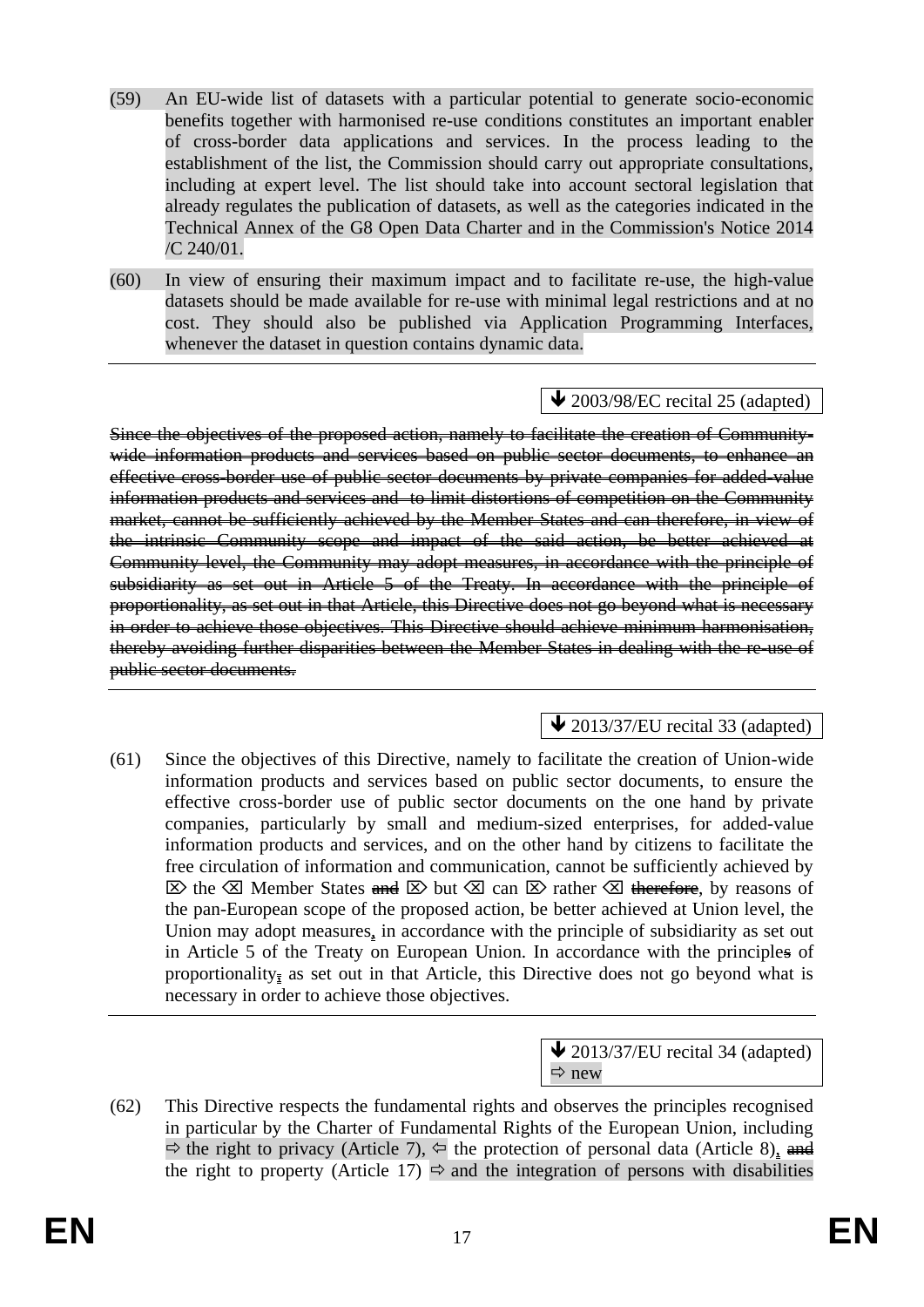(59) An EU-wide list of datasets with a particular potential to generate socio-economic benefits together with harmonised re-use conditions constitutes an important enabler of cross-border data applications and services. In the process leading to the establishment of the list, the Commission should carry out appropriate consultations, including at expert level. The list should take into account sectoral legislation that already regulates the publication of datasets, as well as the categories indicated in the Technical Annex of the G8 Open Data Charter and in the Commission's Notice 2014 /C 240/01.

(60) In view of ensuring their maximum impact and to facilitate re-use, the high-value datasets should be made available for re-use with minimal legal restrictions and at no cost. They should also be published via Application Programming Interfaces, whenever the dataset in question contains dynamic data.

---

🡻 2003/98/EC recital 25 (adapted)

~~Since the objectives of the proposed action, namely to facilitate the creation of Community-wide information products and services based on public sector documents, to enhance an effective cross-border use of public sector documents by private companies for added-value information products and services and to limit distortions of competition on the Community market, cannot be sufficiently achieved by the Member States and can therefore, in view of the intrinsic Community scope and impact of the said action, be better achieved at Community level, the Community may adopt measures, in accordance with the principle of subsidiarity as set out in Article 5 of the Treaty. In accordance with the principle of proportionality, as set out in that Article, this Directive does not go beyond what is necessary in order to achieve those objectives. This Directive should achieve minimum harmonisation, thereby avoiding further disparities between the Member States in dealing with the re-use of public sector documents.~~

---

🡻 2013/37/EU recital 33 (adapted)

(61) Since the objectives of this Directive, namely to facilitate the creation of Union-wide information products and services based on public sector documents, to ensure the effective cross-border use of public sector documents on the one hand by private companies, particularly by small and medium-sized enterprises, for added-value information products and services, and on the other hand by citizens to facilitate the free circulation of information and communication, cannot be sufficiently achieved by ⌦ the ⌫ Member States ~~and~~ ⌦ but ⌫ can ⌦ rather ⌫ ~~therefore~~, by reasons of the pan-European scope of the proposed action, be better achieved at Union level, the Union may adopt measures, in accordance with the principle of subsidiarity as set out in Article 5 of the Treaty on European Union. In accordance with the principle~~s~~ of proportionality~~,~~ as set out in that Article, this Directive does not go beyond what is necessary in order to achieve those objectives.

---

🡻 2013/37/EU recital 34 (adapted)
⇨ new

(62) This Directive respects the fundamental rights and observes the principles recognised in particular by the Charter of Fundamental Rights of the European Union, including ⇨ the right to privacy (Article 7), ⇦ the protection of personal data (Article 8), ~~and~~ the right to property (Article 17) ⇨ and the integration of persons with disabilities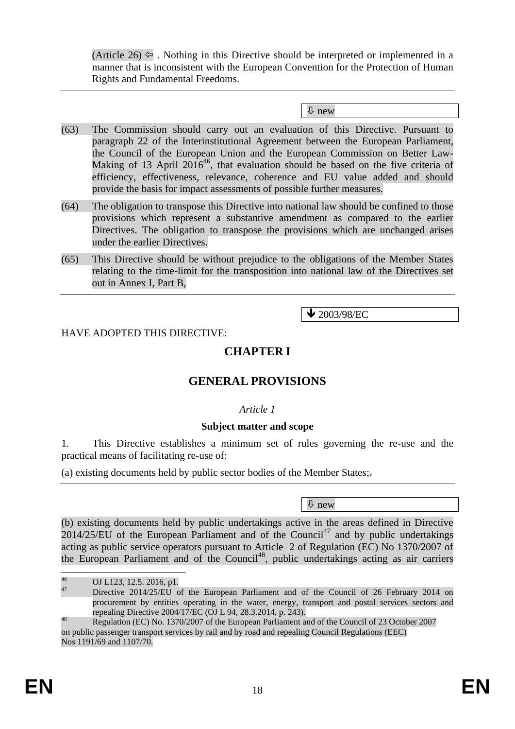(Article 26) ⇦ . Nothing in this Directive should be interpreted or implemented in a manner that is inconsistent with the European Convention for the Protection of Human Rights and Fundamental Freedoms.

---

⇩ new

(63) The Commission should carry out an evaluation of this Directive. Pursuant to paragraph 22 of the Interinstitutional Agreement between the European Parliament, the Council of the European Union and the European Commission on Better Law-Making of 13 April 2016[46], that evaluation should be based on the five criteria of efficiency, effectiveness, relevance, coherence and EU value added and should provide the basis for impact assessments of possible further measures.

(64) The obligation to transpose this Directive into national law should be confined to those provisions which represent a substantive amendment as compared to the earlier Directives. The obligation to transpose the provisions which are unchanged arises under the earlier Directives.

(65) This Directive should be without prejudice to the obligations of the Member States relating to the time-limit for the transposition into national law of the Directives set out in Annex I, Part B,

---

🡻 2003/98/EC

HAVE ADOPTED THIS DIRECTIVE:

## CHAPTER I

## GENERAL PROVISIONS

*Article 1*

**Subject matter and scope**

1. This Directive establishes a minimum set of rules governing the re-use and the practical means of facilitating re-use of:

(a) existing documents held by public sector bodies of the Member States;,

---

⇩ new

(b) existing documents held by public undertakings active in the areas defined in Directive 2014/25/EU of the European Parliament and of the Council[47] and by public undertakings acting as public service operators pursuant to Article 2 of Regulation (EC) No 1370/2007 of the European Parliament and of the Council[48], public undertakings acting as air carriers

---

[46] OJ L123, 12.5. 2016, p1.

[47] Directive 2014/25/EU of the European Parliament and of the Council of 26 February 2014 on procurement by entities operating in the water, energy, transport and postal services sectors and repealing Directive 2004/17/EC (OJ L 94, 28.3.2014, p. 243).

[48] Regulation (EC) No. 1370/2007 of the European Parliament and of the Council of 23 October 2007 on public passenger transport services by rail and by road and repealing Council Regulations (EEC) Nos 1191/69 and 1107/70.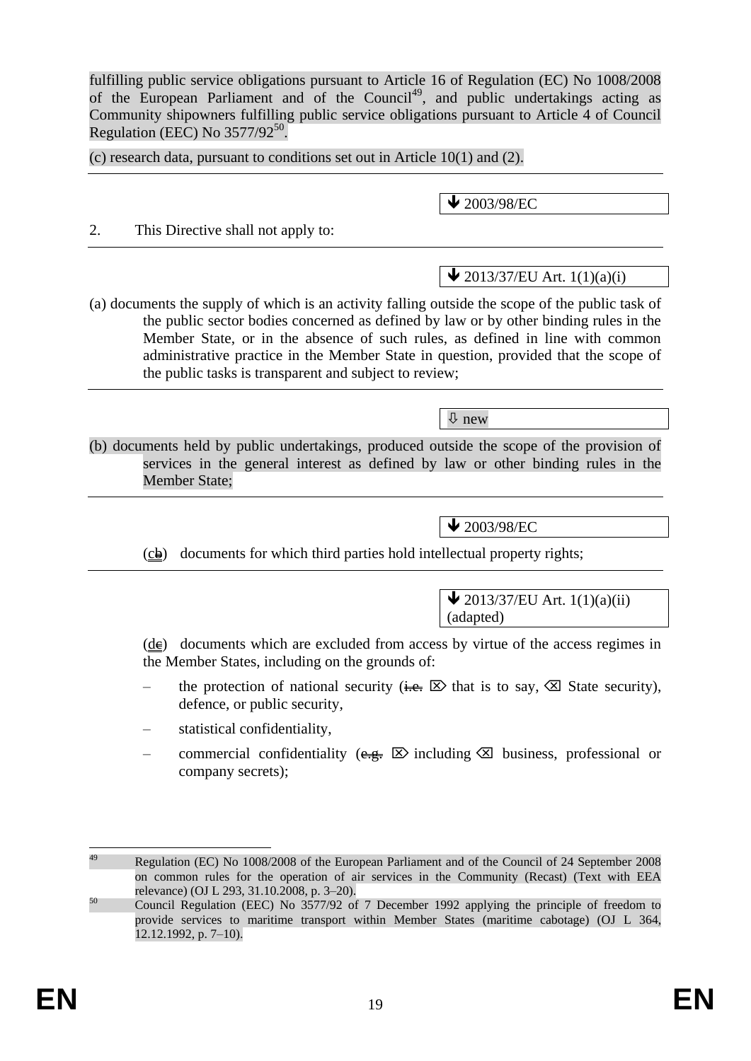fulfilling public service obligations pursuant to Article 16 of Regulation (EC) No 1008/2008 of the European Parliament and of the Council[49], and public undertakings acting as Community shipowners fulfilling public service obligations pursuant to Article 4 of Council Regulation (EEC) No 3577/92[50].

(c) research data, pursuant to conditions set out in Article 10(1) and (2).

---

🡻 2003/98/EC

2. This Directive shall not apply to:

---

🡻 2013/37/EU Art. 1(1)(a)(i)

(a) documents the supply of which is an activity falling outside the scope of the public task of the public sector bodies concerned as defined by law or by other binding rules in the Member State, or in the absence of such rules, as defined in line with common administrative practice in the Member State in question, provided that the scope of the public tasks is transparent and subject to review;

---

⇩ new

(b) documents held by public undertakings, produced outside the scope of the provision of services in the general interest as defined by law or other binding rules in the Member State;

---

🡻 2003/98/EC

(c~~b~~) documents for which third parties hold intellectual property rights;

---

🡻 2013/37/EU Art. 1(1)(a)(ii) (adapted)

(d~~c~~) documents which are excluded from access by virtue of the access regimes in the Member States, including on the grounds of:

– the protection of national security (~~i.e.~~ ⌦ that is to say, ⌫ State security), defence, or public security,

– statistical confidentiality,

– commercial confidentiality (~~e.g.~~ ⌦ including ⌫ business, professional or company secrets);

---

49 Regulation (EC) No 1008/2008 of the European Parliament and of the Council of 24 September 2008 on common rules for the operation of air services in the Community (Recast) (Text with EEA relevance) (OJ L 293, 31.10.2008, p. 3–20).

50 Council Regulation (EEC) No 3577/92 of 7 December 1992 applying the principle of freedom to provide services to maritime transport within Member States (maritime cabotage) (OJ L 364, 12.12.1992, p. 7–10).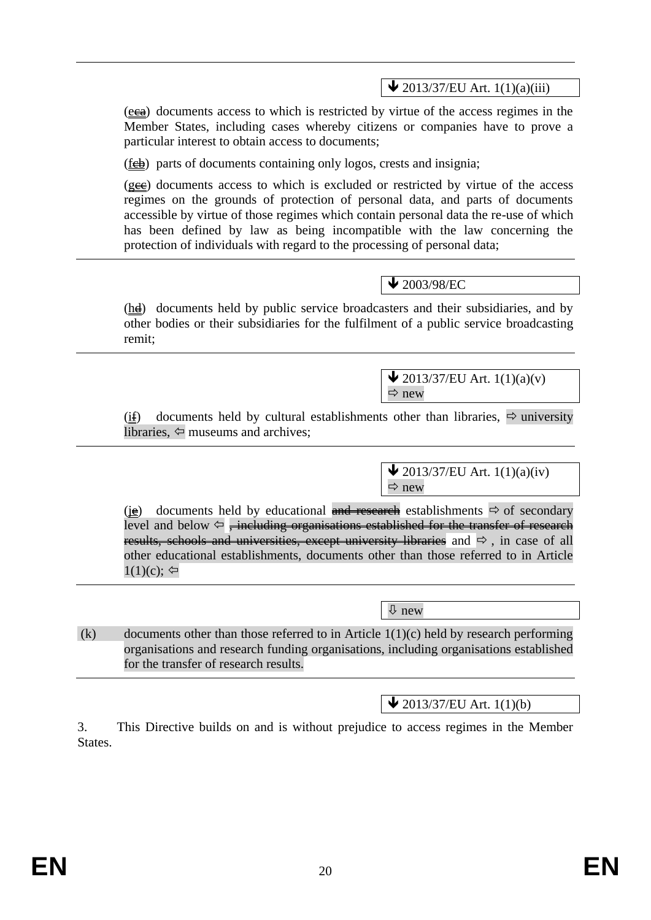↓ 2013/37/EU Art. 1(1)(a)(iii)

(eca) documents access to which is restricted by virtue of the access regimes in the Member States, including cases whereby citizens or companies have to prove a particular interest to obtain access to documents;

(fcb) parts of documents containing only logos, crests and insignia;

(gcc) documents access to which is excluded or restricted by virtue of the access regimes on the grounds of protection of personal data, and parts of documents accessible by virtue of those regimes which contain personal data the re-use of which has been defined by law as being incompatible with the law concerning the protection of individuals with regard to the processing of personal data;

↓ 2003/98/EC

(hd) documents held by public service broadcasters and their subsidiaries, and by other bodies or their subsidiaries for the fulfilment of a public service broadcasting remit;

↓ 2013/37/EU Art. 1(1)(a)(v)
⇨ new

(if) documents held by cultural establishments other than libraries, ⇨ university libraries, ⇦ museums and archives;

↓ 2013/37/EU Art. 1(1)(a)(iv)
⇨ new

(je) documents held by educational ~~and research~~ establishments ⇨ of secondary level and below ⇦ ~~, including organisations established for the transfer of research results, schools and universities, except university libraries~~ and ⇨ , in case of all other educational establishments, documents other than those referred to in Article 1(1)(c); ⇦

⇩ new

(k) documents other than those referred to in Article 1(1)(c) held by research performing organisations and research funding organisations, including organisations established for the transfer of research results.

↓ 2013/37/EU Art. 1(1)(b)

3. This Directive builds on and is without prejudice to access regimes in the Member States.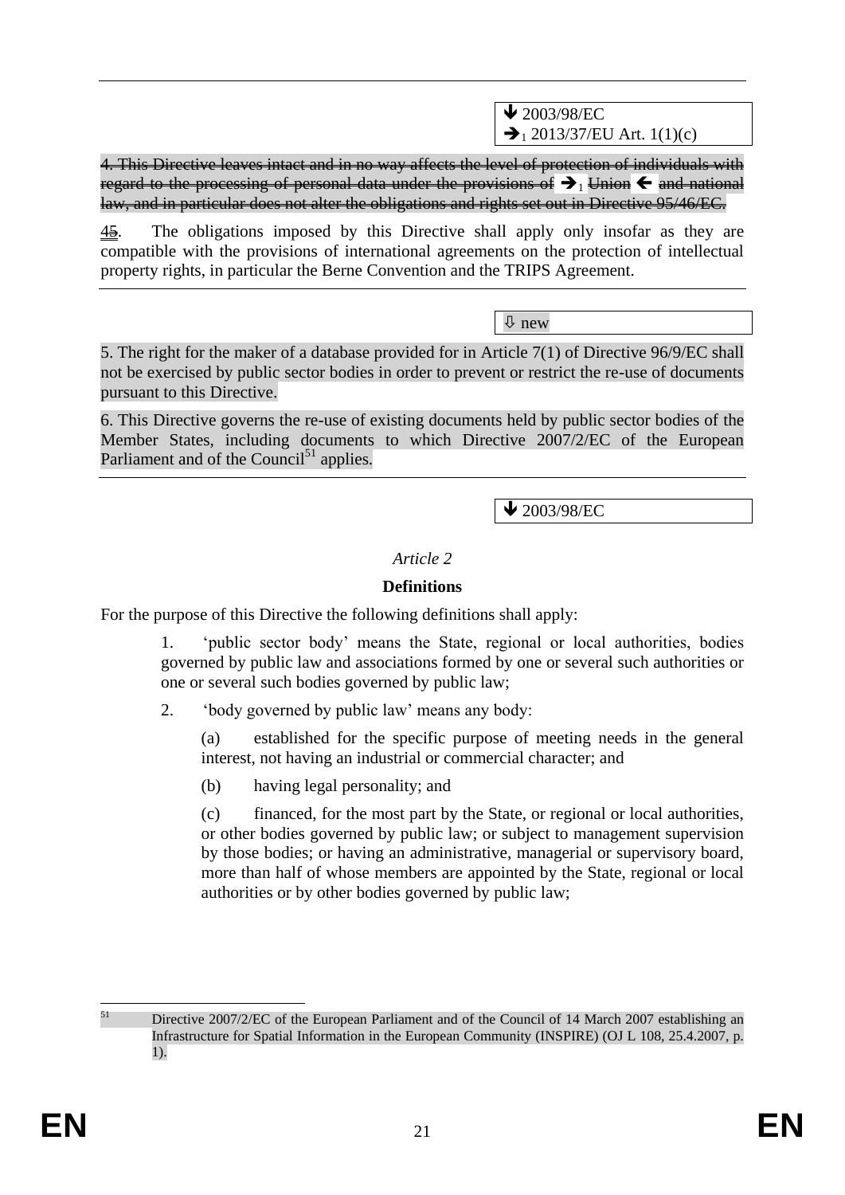⬇ 2003/98/EC
➔1 2013/37/EU Art. 1(1)(c)

~~4. This Directive leaves intact and in no way affects the level of protection of individuals with regard to the processing of personal data under the provisions of ➔1 Union ⬅ and national law, and in particular does not alter the obligations and rights set out in Directive 95/46/EC.~~

4~~5~~. The obligations imposed by this Directive shall apply only insofar as they are compatible with the provisions of international agreements on the protection of intellectual property rights, in particular the Berne Convention and the TRIPS Agreement.

⇩ new

5. The right for the maker of a database provided for in Article 7(1) of Directive 96/9/EC shall not be exercised by public sector bodies in order to prevent or restrict the re-use of documents pursuant to this Directive.

6. This Directive governs the re-use of existing documents held by public sector bodies of the Member States, including documents to which Directive 2007/2/EC of the European Parliament and of the Council[51] applies.

⬇ 2003/98/EC

*Article 2*

**Definitions**

For the purpose of this Directive the following definitions shall apply:

1. 'public sector body' means the State, regional or local authorities, bodies governed by public law and associations formed by one or several such authorities or one or several such bodies governed by public law;

2. 'body governed by public law' means any body:

(a) established for the specific purpose of meeting needs in the general interest, not having an industrial or commercial character; and

(b) having legal personality; and

(c) financed, for the most part by the State, or regional or local authorities, or other bodies governed by public law; or subject to management supervision by those bodies; or having an administrative, managerial or supervisory board, more than half of whose members are appointed by the State, regional or local authorities or by other bodies governed by public law;

[51] Directive 2007/2/EC of the European Parliament and of the Council of 14 March 2007 establishing an Infrastructure for Spatial Information in the European Community (INSPIRE) (OJ L 108, 25.4.2007, p. 1).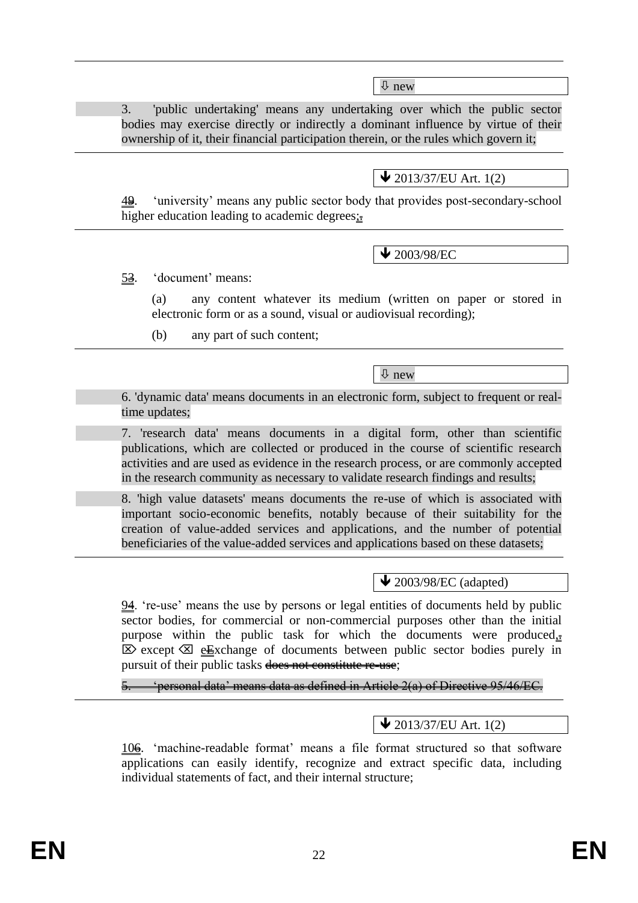⇩ new

3. 'public undertaking' means any undertaking over which the public sector bodies may exercise directly or indirectly a dominant influence by virtue of their ownership of it, their financial participation therein, or the rules which govern it;

⬇ 2013/37/EU Art. 1(2)

~~9~~4. 'university' means any public sector body that provides post-secondary-school higher education leading to academic degrees;~~,~~

⬇ 2003/98/EC

~~3~~5. 'document' means:

(a) any content whatever its medium (written on paper or stored in electronic form or as a sound, visual or audiovisual recording);

(b) any part of such content;

⇩ new

6. 'dynamic data' means documents in an electronic form, subject to frequent or real-time updates;

7. 'research data' means documents in a digital form, other than scientific publications, which are collected or produced in the course of scientific research activities and are used as evidence in the research process, or are commonly accepted in the research community as necessary to validate research findings and results;

8. 'high value datasets' means documents the re-use of which is associated with important socio-economic benefits, notably because of their suitability for the creation of value-added services and applications, and the number of potential beneficiaries of the value-added services and applications based on these datasets;

⬇ 2003/98/EC (adapted)

9~~4~~. 're-use' means the use by persons or legal entities of documents held by public sector bodies, for commercial or non-commercial purposes other than the initial purpose within the public task for which the documents were produced,~~.~~ ⌦ except ⌫ e~~E~~xchange of documents between public sector bodies purely in pursuit of their public tasks ~~does not constitute re-use~~;

~~5. 'personal data' means data as defined in Article 2(a) of Directive 95/46/EC.~~

⬇ 2013/37/EU Art. 1(2)

10~~6~~. 'machine-readable format' means a file format structured so that software applications can easily identify, recognize and extract specific data, including individual statements of fact, and their internal structure;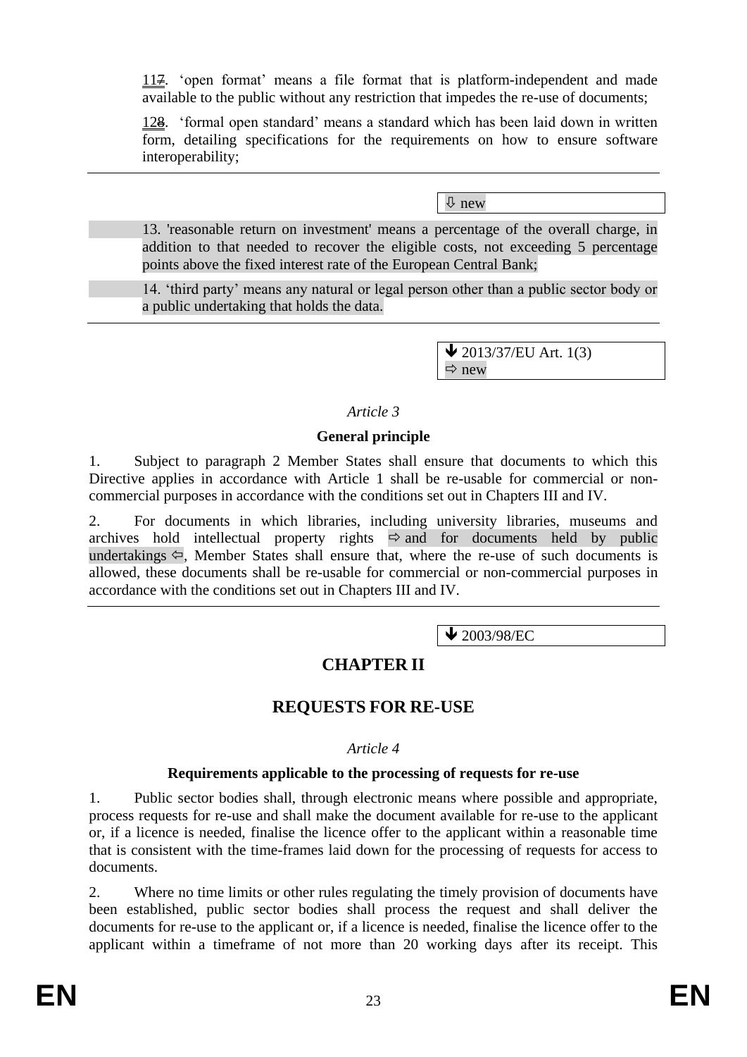~~11~~7. 'open format' means a file format that is platform-independent and made available to the public without any restriction that impedes the re-use of documents;

~~12~~8. 'formal open standard' means a standard which has been laid down in written form, detailing specifications for the requirements on how to ensure software interoperability;

---

⇩ new

13. 'reasonable return on investment' means a percentage of the overall charge, in addition to that needed to recover the eligible costs, not exceeding 5 percentage points above the fixed interest rate of the European Central Bank;

14. 'third party' means any natural or legal person other than a public sector body or a public undertaking that holds the data.

---

🡻 2013/37/EU Art. 1(3)
⇨ new

*Article 3*

**General principle**

1. Subject to paragraph 2 Member States shall ensure that documents to which this Directive applies in accordance with Article 1 shall be re-usable for commercial or non-commercial purposes in accordance with the conditions set out in Chapters III and IV.

2. For documents in which libraries, including university libraries, museums and archives hold intellectual property rights ⇨ and for documents held by public undertakings ⇦, Member States shall ensure that, where the re-use of such documents is allowed, these documents shall be re-usable for commercial or non-commercial purposes in accordance with the conditions set out in Chapters III and IV.

---

🡻 2003/98/EC

## CHAPTER II

## REQUESTS FOR RE-USE

*Article 4*

**Requirements applicable to the processing of requests for re-use**

1. Public sector bodies shall, through electronic means where possible and appropriate, process requests for re-use and shall make the document available for re-use to the applicant or, if a licence is needed, finalise the licence offer to the applicant within a reasonable time that is consistent with the time-frames laid down for the processing of requests for access to documents.

2. Where no time limits or other rules regulating the timely provision of documents have been established, public sector bodies shall process the request and shall deliver the documents for re-use to the applicant or, if a licence is needed, finalise the licence offer to the applicant within a timeframe of not more than 20 working days after its receipt. This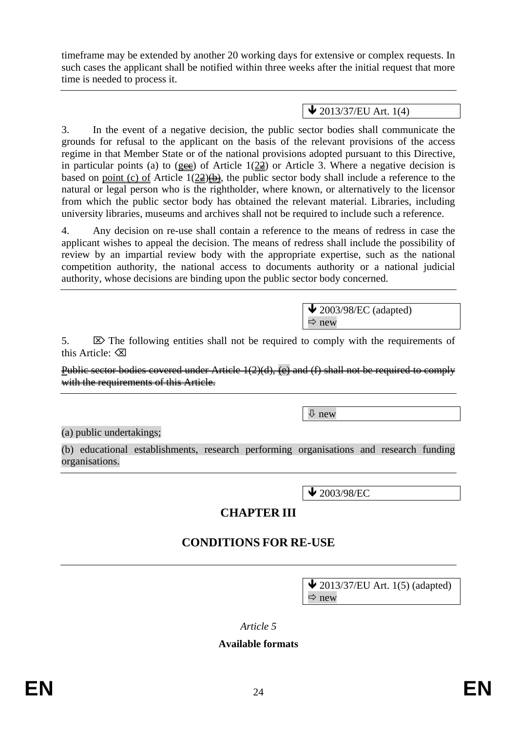timeframe may be extended by another 20 working days for extensive or complex requests. In such cases the applicant shall be notified within three weeks after the initial request that more time is needed to process it.

---

🡻 2013/37/EU Art. 1(4)

3. In the event of a negative decision, the public sector bodies shall communicate the grounds for refusal to the applicant on the basis of the relevant provisions of the access regime in that Member State or of the national provisions adopted pursuant to this Directive, in particular points (a) to (g~~c~~c) of Article 1(2~~2~~) or Article 3. Where a negative decision is based on point (c) of Article 1(2~~2~~)~~(b)~~, the public sector body shall include a reference to the natural or legal person who is the rightholder, where known, or alternatively to the licensor from which the public sector body has obtained the relevant material. Libraries, including university libraries, museums and archives shall not be required to include such a reference.

4. Any decision on re-use shall contain a reference to the means of redress in case the applicant wishes to appeal the decision. The means of redress shall include the possibility of review by an impartial review body with the appropriate expertise, such as the national competition authority, the national access to documents authority or a national judicial authority, whose decisions are binding upon the public sector body concerned.

---

🡻 2003/98/EC (adapted)
⇨ new

5. ⌦ The following entities shall not be required to comply with the requirements of this Article: ⌫

~~Public sector bodies covered under Article 1(2)(d), (e) and (f) shall not be required to comply with the requirements of this Article.~~

---

⇩ new

(a) public undertakings;

(b) educational establishments, research performing organisations and research funding organisations.

---

🡻 2003/98/EC

## CHAPTER III

## CONDITIONS FOR RE-USE

---

🡻 2013/37/EU Art. 1(5) (adapted)
⇨ new

*Article 5*

**Available formats**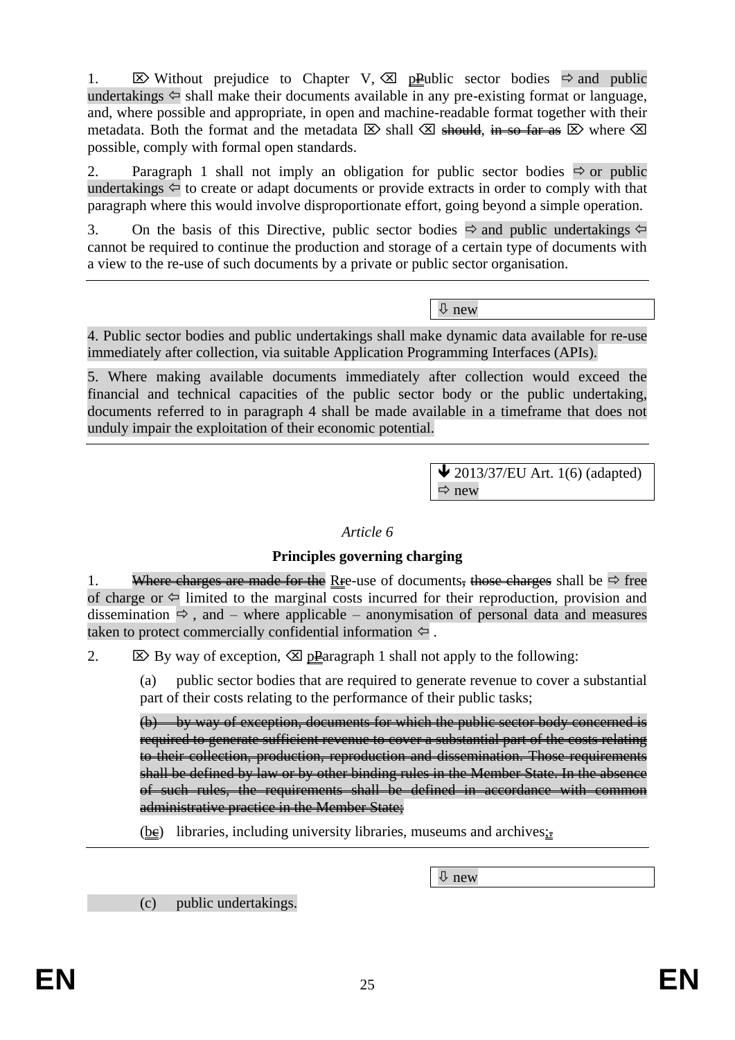1. ⌦ Without prejudice to Chapter V, ⌫ p~~P~~ublic sector bodies ⇨ and public undertakings ⇦ shall make their documents available in any pre-existing format or language, and, where possible and appropriate, in open and machine-readable format together with their metadata. Both the format and the metadata ⌦ shall ⌫ ~~should~~, ~~in so far as~~ ⌦ where ⌫ possible, comply with formal open standards.

2. Paragraph 1 shall not imply an obligation for public sector bodies ⇨ or public undertakings ⇦ to create or adapt documents or provide extracts in order to comply with that paragraph where this would involve disproportionate effort, going beyond a simple operation.

3. On the basis of this Directive, public sector bodies ⇨ and public undertakings ⇦ cannot be required to continue the production and storage of a certain type of documents with a view to the re-use of such documents by a private or public sector organisation.

⇩ new

4. Public sector bodies and public undertakings shall make dynamic data available for re-use immediately after collection, via suitable Application Programming Interfaces (APIs).

5. Where making available documents immediately after collection would exceed the financial and technical capacities of the public sector body or the public undertaking, documents referred to in paragraph 4 shall be made available in a timeframe that does not unduly impair the exploitation of their economic potential.

⬇ 2013/37/EU Art. 1(6) (adapted)
⇨ new

*Article 6*

**Principles governing charging**

1. ~~Where charges are made for the~~ R~~r~~e-use of documents~~, those charges~~ shall be ⇨ free of charge or ⇦ limited to the marginal costs incurred for their reproduction, provision and dissemination ⇨ , and – where applicable – anonymisation of personal data and measures taken to protect commercially confidential information ⇦ .

2. ⌦ By way of exception, ⌫ p~~P~~aragraph 1 shall not apply to the following:

(a) public sector bodies that are required to generate revenue to cover a substantial part of their costs relating to the performance of their public tasks;

~~(b) by way of exception, documents for which the public sector body concerned is required to generate sufficient revenue to cover a substantial part of the costs relating to their collection, production, reproduction and dissemination. Those requirements shall be defined by law or by other binding rules in the Member State. In the absence of such rules, the requirements shall be defined in accordance with common administrative practice in the Member State;~~

(b~~c~~) libraries, including university libraries, museums and archives;~~.~~

⇩ new

(c) public undertakings.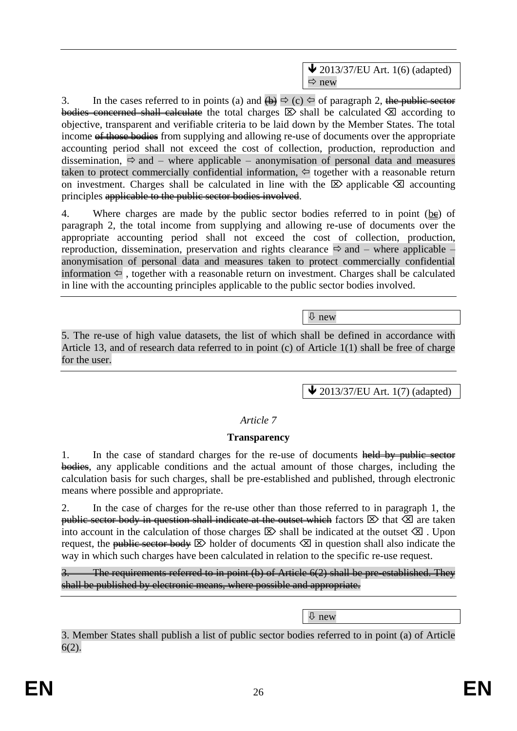↓ 2013/37/EU Art. 1(6) (adapted)
⇨ new

3. In the cases referred to in points (a) and ~~(b)~~ ⇨ (c) ⇦ of paragraph 2, ~~the public sector bodies concerned shall calculate~~ the total charges ⌦ shall be calculated ⌫ according to objective, transparent and verifiable criteria to be laid down by the Member States. The total income ~~of those bodies~~ from supplying and allowing re-use of documents over the appropriate accounting period shall not exceed the cost of collection, production, reproduction and dissemination, ⇨ and – where applicable – anonymisation of personal data and measures taken to protect commercially confidential information, ⇦ together with a reasonable return on investment. Charges shall be calculated in line with the ⌦ applicable ⌫ accounting principles ~~applicable to the public sector bodies involved~~.

4. Where charges are made by the public sector bodies referred to in point (b~~c~~) of paragraph 2, the total income from supplying and allowing re-use of documents over the appropriate accounting period shall not exceed the cost of collection, production, reproduction, dissemination, preservation and rights clearance ⇨ and – where applicable – anonymisation of personal data and measures taken to protect commercially confidential information ⇦ , together with a reasonable return on investment. Charges shall be calculated in line with the accounting principles applicable to the public sector bodies involved.

⇩ new

5. The re-use of high value datasets, the list of which shall be defined in accordance with Article 13, and of research data referred to in point (c) of Article 1(1) shall be free of charge for the user.

↓ 2013/37/EU Art. 1(7) (adapted)

*Article 7*

**Transparency**

1. In the case of standard charges for the re-use of documents ~~held by public sector bodies~~, any applicable conditions and the actual amount of those charges, including the calculation basis for such charges, shall be pre-established and published, through electronic means where possible and appropriate.

2. In the case of charges for the re-use other than those referred to in paragraph 1, the ~~public sector body in question shall indicate at the outset which~~ factors ⌦ that ⌫ are taken into account in the calculation of those charges ⌦ shall be indicated at the outset ⌫ . Upon request, the ~~public sector body~~ ⌦ holder of documents ⌫ in question shall also indicate the way in which such charges have been calculated in relation to the specific re-use request.

~~3. The requirements referred to in point (b) of Article 6(2) shall be pre-established. They shall be published by electronic means, where possible and appropriate.~~

⇩ new

3. Member States shall publish a list of public sector bodies referred to in point (a) of Article 6(2).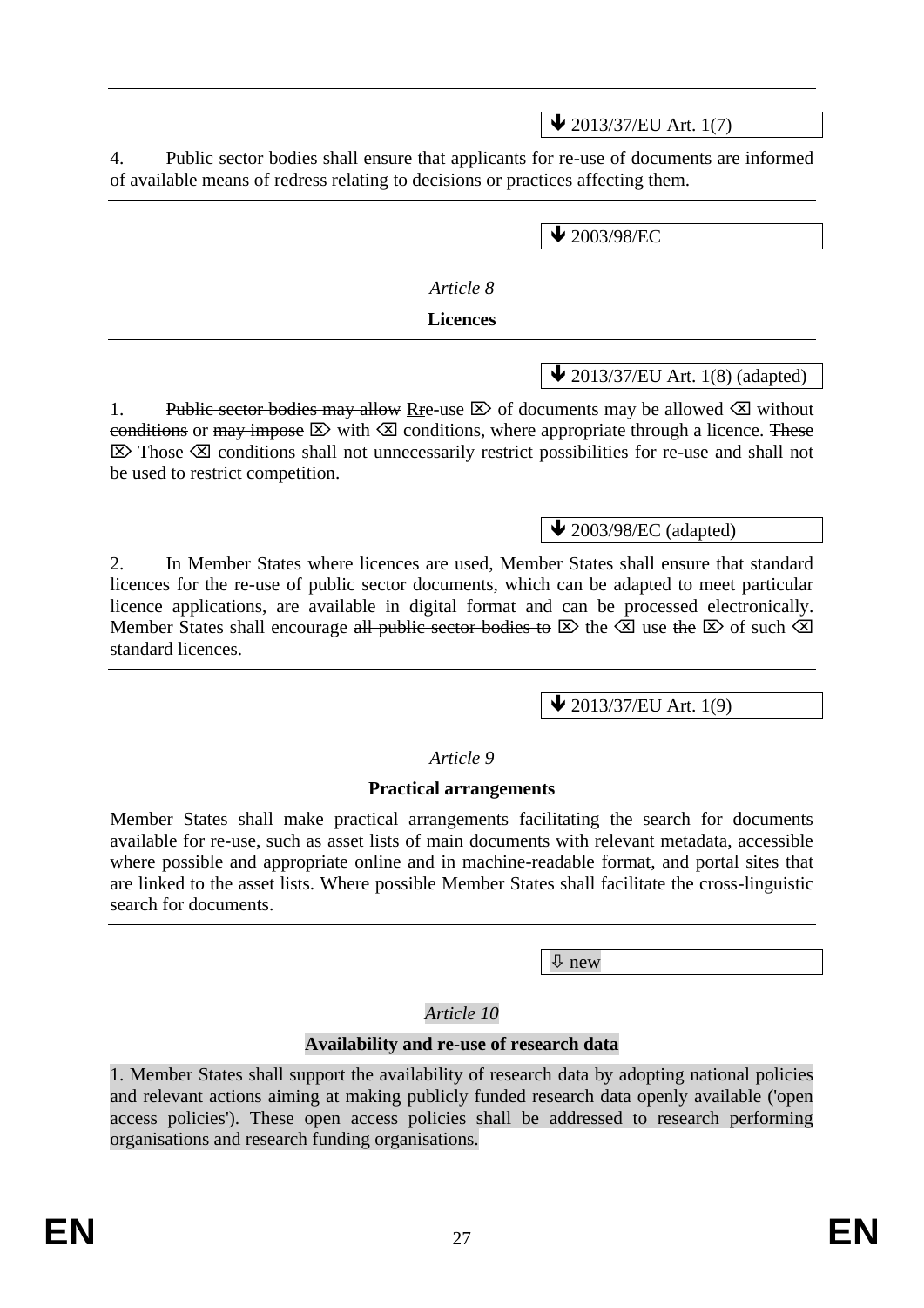↓ 2013/37/EU Art. 1(7)

4. Public sector bodies shall ensure that applicants for re-use of documents are informed of available means of redress relating to decisions or practices affecting them.

↓ 2003/98/EC

*Article 8*

**Licences**

↓ 2013/37/EU Art. 1(8) (adapted)

1. ~~Public sector bodies may allow~~ Rre-use ⌦ of documents may be allowed ⌫ without ~~conditions~~ or ~~may impose~~ ⌦ with ⌫ conditions, where appropriate through a licence. ~~These~~ ⌦ Those ⌫ conditions shall not unnecessarily restrict possibilities for re-use and shall not be used to restrict competition.

↓ 2003/98/EC (adapted)

2. In Member States where licences are used, Member States shall ensure that standard licences for the re-use of public sector documents, which can be adapted to meet particular licence applications, are available in digital format and can be processed electronically. Member States shall encourage ~~all public sector bodies to~~ ⌦ the ⌫ use ~~the~~ ⌦ of such ⌫ standard licences.

↓ 2013/37/EU Art. 1(9)

*Article 9*

**Practical arrangements**

Member States shall make practical arrangements facilitating the search for documents available for re-use, such as asset lists of main documents with relevant metadata, accessible where possible and appropriate online and in machine-readable format, and portal sites that are linked to the asset lists. Where possible Member States shall facilitate the cross-linguistic search for documents.

⇩ new

*Article 10*

**Availability and re-use of research data**

1. Member States shall support the availability of research data by adopting national policies and relevant actions aiming at making publicly funded research data openly available ('open access policies'). These open access policies shall be addressed to research performing organisations and research funding organisations.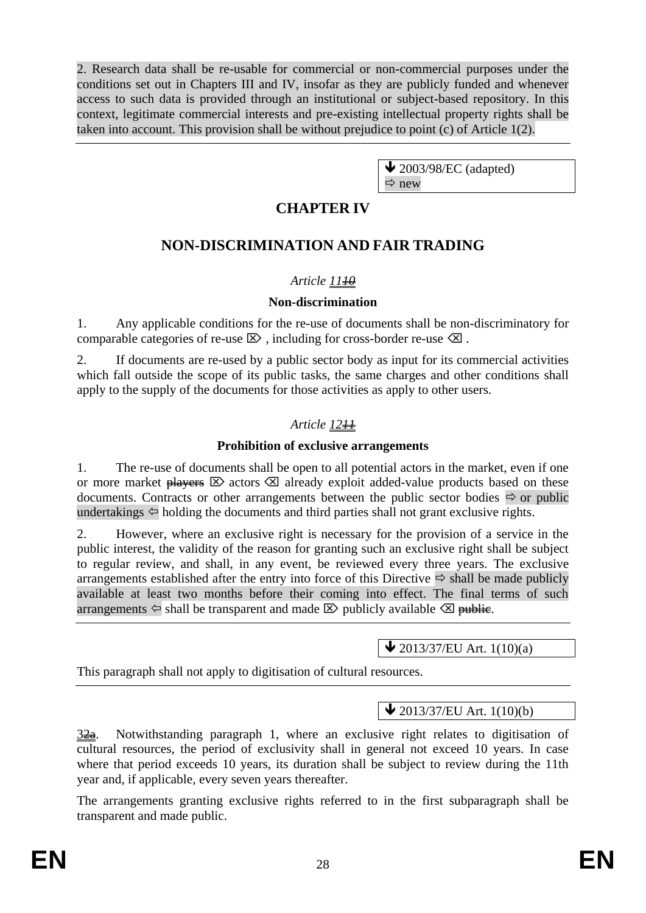2. Research data shall be re-usable for commercial or non-commercial purposes under the conditions set out in Chapters III and IV, insofar as they are publicly funded and whenever access to such data is provided through an institutional or subject-based repository. In this context, legitimate commercial interests and pre-existing intellectual property rights shall be taken into account. This provision shall be without prejudice to point (c) of Article 1(2).

---

↓ 2003/98/EC (adapted)
⇨ new

## CHAPTER IV

## NON-DISCRIMINATION AND FAIR TRADING

*Article ~~10~~ 11*

**Non-discrimination**

1. Any applicable conditions for the re-use of documents shall be non-discriminatory for comparable categories of re-use ⌦ , including for cross-border re-use ⌫ .

2. If documents are re-used by a public sector body as input for its commercial activities which fall outside the scope of its public tasks, the same charges and other conditions shall apply to the supply of the documents for those activities as apply to other users.

*Article ~~11~~ 12*

**Prohibition of exclusive arrangements**

1. The re-use of documents shall be open to all potential actors in the market, even if one or more market ~~players~~ ⌦ actors ⌫ already exploit added-value products based on these documents. Contracts or other arrangements between the public sector bodies ⇨ or public undertakings ⇦ holding the documents and third parties shall not grant exclusive rights.

2. However, where an exclusive right is necessary for the provision of a service in the public interest, the validity of the reason for granting such an exclusive right shall be subject to regular review, and shall, in any event, be reviewed every three years. The exclusive arrangements established after the entry into force of this Directive ⇨ shall be made publicly available at least two months before their coming into effect. The final terms of such arrangements ⇦ shall be transparent and made ⌦ publicly available ⌫ ~~public~~.

---

↓ 2013/37/EU Art. 1(10)(a)

This paragraph shall not apply to digitisation of cultural resources.

---

↓ 2013/37/EU Art. 1(10)(b)

3~~2a~~. Notwithstanding paragraph 1, where an exclusive right relates to digitisation of cultural resources, the period of exclusivity shall in general not exceed 10 years. In case where that period exceeds 10 years, its duration shall be subject to review during the 11th year and, if applicable, every seven years thereafter.

The arrangements granting exclusive rights referred to in the first subparagraph shall be transparent and made public.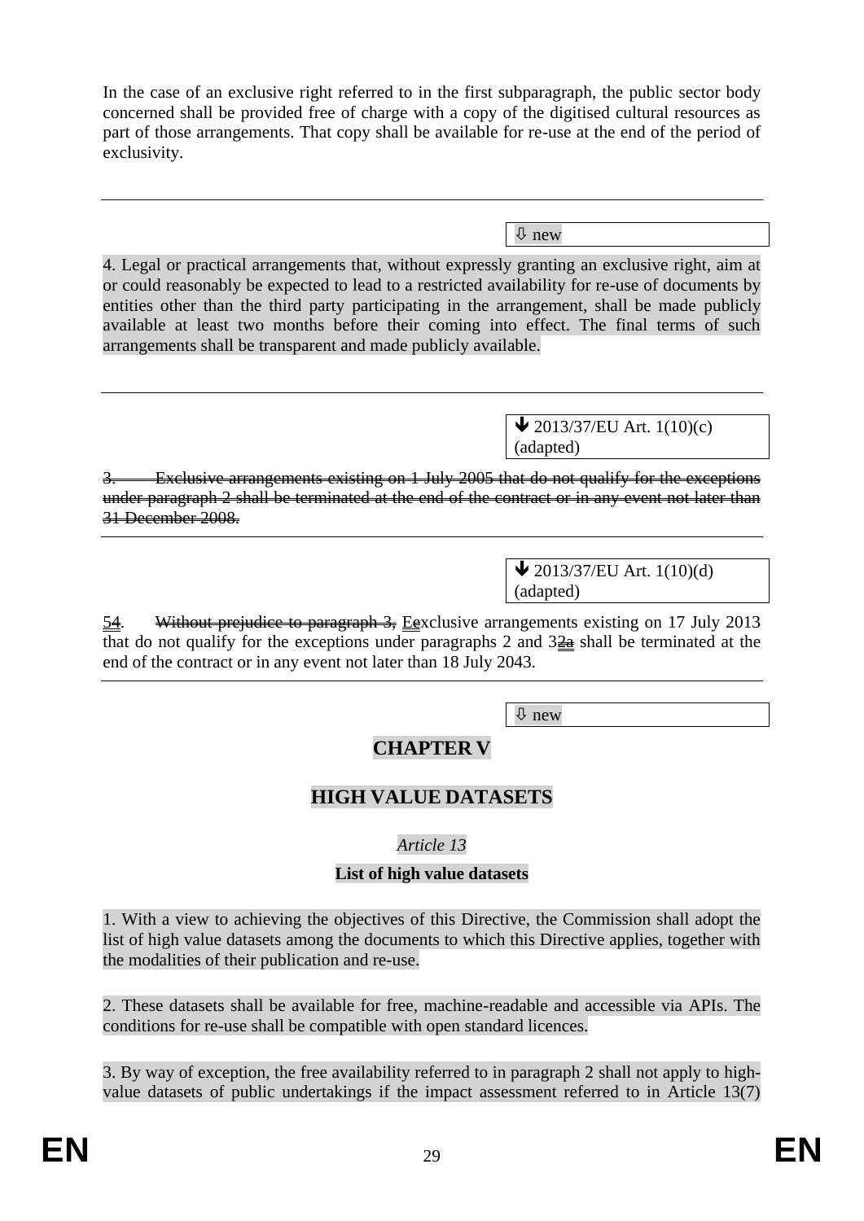In the case of an exclusive right referred to in the first subparagraph, the public sector body concerned shall be provided free of charge with a copy of the digitised cultural resources as part of those arrangements. That copy shall be available for re-use at the end of the period of exclusivity.

---

⇩ new

4. Legal or practical arrangements that, without expressly granting an exclusive right, aim at or could reasonably be expected to lead to a restricted availability for re-use of documents by entities other than the third party participating in the arrangement, shall be made publicly available at least two months before their coming into effect. The final terms of such arrangements shall be transparent and made publicly available.

---

🡻 2013/37/EU Art. 1(10)(c) (adapted)

~~3. Exclusive arrangements existing on 1 July 2005 that do not qualify for the exceptions under paragraph 2 shall be terminated at the end of the contract or in any event not later than 31 December 2008.~~

---

🡻 2013/37/EU Art. 1(10)(d) (adapted)

5~~4~~. ~~Without prejudice to paragraph 3,~~ E~~e~~xclusive arrangements existing on 17 July 2013 that do not qualify for the exceptions under paragraphs 2 and 3~~2a~~ shall be terminated at the end of the contract or in any event not later than 18 July 2043.

---

⇩ new

## CHAPTER V

## HIGH VALUE DATASETS

*Article 13*

**List of high value datasets**

1. With a view to achieving the objectives of this Directive, the Commission shall adopt the list of high value datasets among the documents to which this Directive applies, together with the modalities of their publication and re-use.

2. These datasets shall be available for free, machine-readable and accessible via APIs. The conditions for re-use shall be compatible with open standard licences.

3. By way of exception, the free availability referred to in paragraph 2 shall not apply to high-value datasets of public undertakings if the impact assessment referred to in Article 13(7)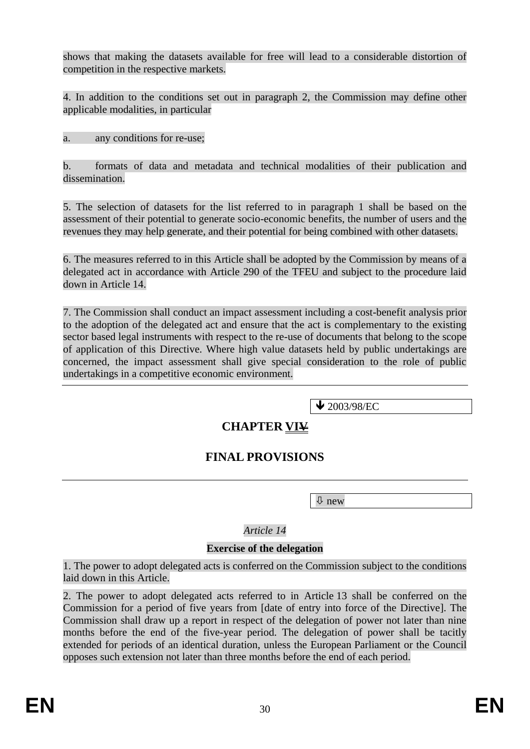shows that making the datasets available for free will lead to a considerable distortion of competition in the respective markets.

4. In addition to the conditions set out in paragraph 2, the Commission may define other applicable modalities, in particular

a. any conditions for re-use;

b. formats of data and metadata and technical modalities of their publication and dissemination.

5. The selection of datasets for the list referred to in paragraph 1 shall be based on the assessment of their potential to generate socio-economic benefits, the number of users and the revenues they may help generate, and their potential for being combined with other datasets.

6. The measures referred to in this Article shall be adopted by the Commission by means of a delegated act in accordance with Article 290 of the TFEU and subject to the procedure laid down in Article 14.

7. The Commission shall conduct an impact assessment including a cost-benefit analysis prior to the adoption of the delegated act and ensure that the act is complementary to the existing sector based legal instruments with respect to the re-use of documents that belong to the scope of application of this Directive. Where high value datasets held by public undertakings are concerned, the impact assessment shall give special consideration to the role of public undertakings in a competitive economic environment.

↓ 2003/98/EC

## CHAPTER ~~V~~ VI

## FINAL PROVISIONS

⇩ new

*Article 14*

**Exercise of the delegation**

1. The power to adopt delegated acts is conferred on the Commission subject to the conditions laid down in this Article.

2. The power to adopt delegated acts referred to in Article 13 shall be conferred on the Commission for a period of five years from [date of entry into force of the Directive]. The Commission shall draw up a report in respect of the delegation of power not later than nine months before the end of the five-year period. The delegation of power shall be tacitly extended for periods of an identical duration, unless the European Parliament or the Council opposes such extension not later than three months before the end of each period.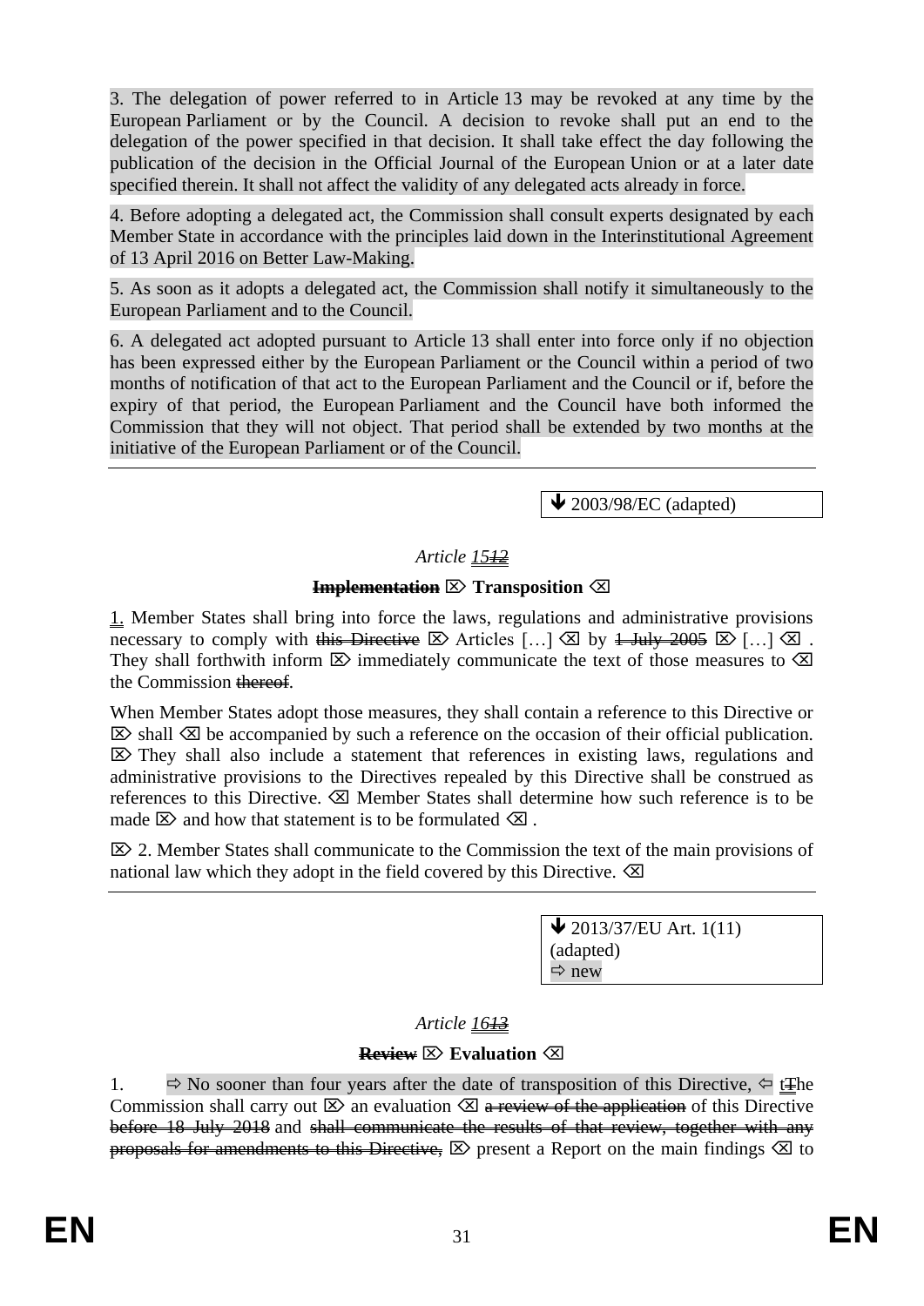3. The delegation of power referred to in Article 13 may be revoked at any time by the European Parliament or by the Council. A decision to revoke shall put an end to the delegation of the power specified in that decision. It shall take effect the day following the publication of the decision in the Official Journal of the European Union or at a later date specified therein. It shall not affect the validity of any delegated acts already in force.

4. Before adopting a delegated act, the Commission shall consult experts designated by each Member State in accordance with the principles laid down in the Interinstitutional Agreement of 13 April 2016 on Better Law-Making.

5. As soon as it adopts a delegated act, the Commission shall notify it simultaneously to the European Parliament and to the Council.

6. A delegated act adopted pursuant to Article 13 shall enter into force only if no objection has been expressed either by the European Parliament or the Council within a period of two months of notification of that act to the European Parliament and the Council or if, before the expiry of that period, the European Parliament and the Council have both informed the Commission that they will not object. That period shall be extended by two months at the initiative of the European Parliament or of the Council.

---

↓ 2003/98/EC (adapted)

*Article ~~12~~ 15*

**~~Implementation~~ ⌦ Transposition ⌫**

1. Member States shall bring into force the laws, regulations and administrative provisions necessary to comply with ~~this Directive~~ ⌦ Articles […] ⌫ by ~~1 July 2005~~ ⌦ […] ⌫ . They shall forthwith inform ⌦ immediately communicate the text of those measures to ⌫ the Commission ~~thereof~~.

When Member States adopt those measures, they shall contain a reference to this Directive or ⌦ shall ⌫ be accompanied by such a reference on the occasion of their official publication. ⌦ They shall also include a statement that references in existing laws, regulations and administrative provisions to the Directives repealed by this Directive shall be construed as references to this Directive. ⌫ Member States shall determine how such reference is to be made ⌦ and how that statement is to be formulated ⌫ .

⌦ 2. Member States shall communicate to the Commission the text of the main provisions of national law which they adopt in the field covered by this Directive. ⌫

---

↓ 2013/37/EU Art. 1(11) (adapted)
⇨ new

*Article ~~13~~ 16*

**~~Review~~ ⌦ Evaluation ⌫**

1. ⇨ No sooner than four years after the date of transposition of this Directive, ⇦ t~~T~~he Commission shall carry out ⌦ an evaluation ⌫ ~~a review of the application~~ of this Directive ~~before 18 July 2018~~ and ~~shall communicate the results of that review, together with any proposals for amendments to this Directive,~~ ⌦ present a Report on the main findings ⌫ to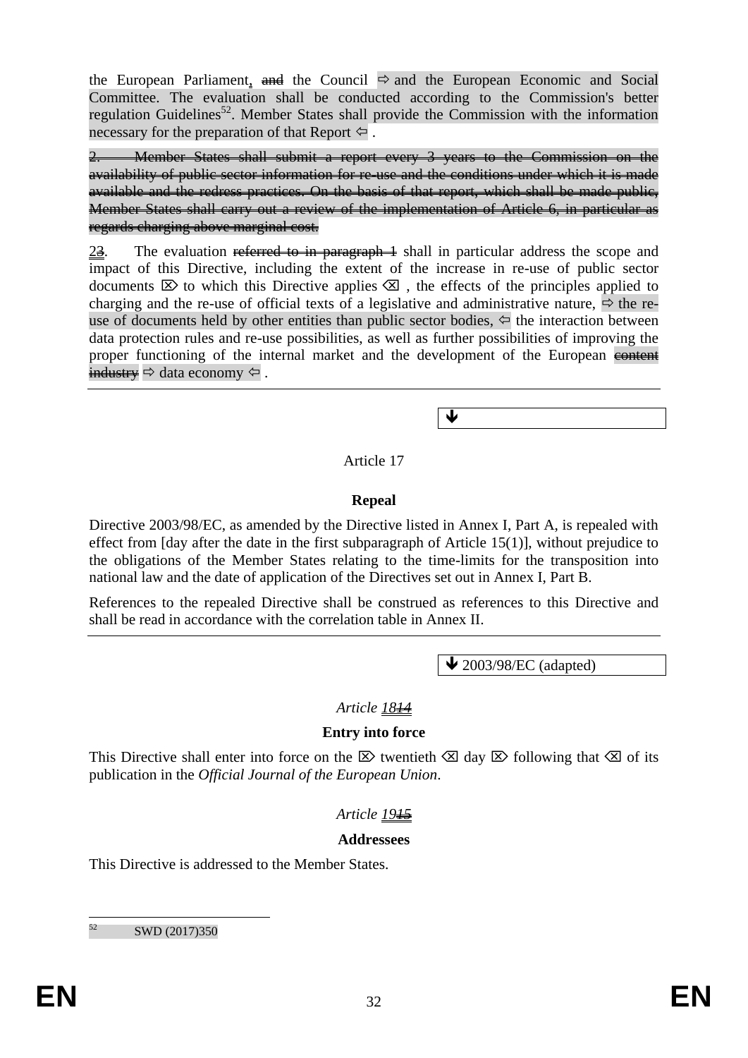the European Parliament, ~~and~~ the Council ⇨ and the European Economic and Social Committee. The evaluation shall be conducted according to the Commission's better regulation Guidelines[52]. Member States shall provide the Commission with the information necessary for the preparation of that Report ⇦ .

~~2. Member States shall submit a report every 3 years to the Commission on the availability of public sector information for re-use and the conditions under which it is made available and the redress practices. On the basis of that report, which shall be made public, Member States shall carry out a review of the implementation of Article 6, in particular as regards charging above marginal cost.~~

2~~3~~. The evaluation ~~referred to in paragraph 1~~ shall in particular address the scope and impact of this Directive, including the extent of the increase in re-use of public sector documents ⌦ to which this Directive applies ⌫ , the effects of the principles applied to charging and the re-use of official texts of a legislative and administrative nature, ⇨ the re-use of documents held by other entities than public sector bodies, ⇦ the interaction between data protection rules and re-use possibilities, as well as further possibilities of improving the proper functioning of the internal market and the development of the European ~~content industry~~ ⇨ data economy ⇦ .

---

🡻

Article 17

**Repeal**

Directive 2003/98/EC, as amended by the Directive listed in Annex I, Part A, is repealed with effect from [day after the date in the first subparagraph of Article 15(1)], without prejudice to the obligations of the Member States relating to the time-limits for the transposition into national law and the date of application of the Directives set out in Annex I, Part B.

References to the repealed Directive shall be construed as references to this Directive and shall be read in accordance with the correlation table in Annex II.

---

🡻 2003/98/EC (adapted)

*Article 18~~14~~*

**Entry into force**

This Directive shall enter into force on the ⌦ twentieth ⌫ day ⌦ following that ⌫ of its publication in the *Official Journal of the European Union*.

*Article 19~~15~~*

**Addressees**

This Directive is addressed to the Member States.

---

[52] SWD (2017)350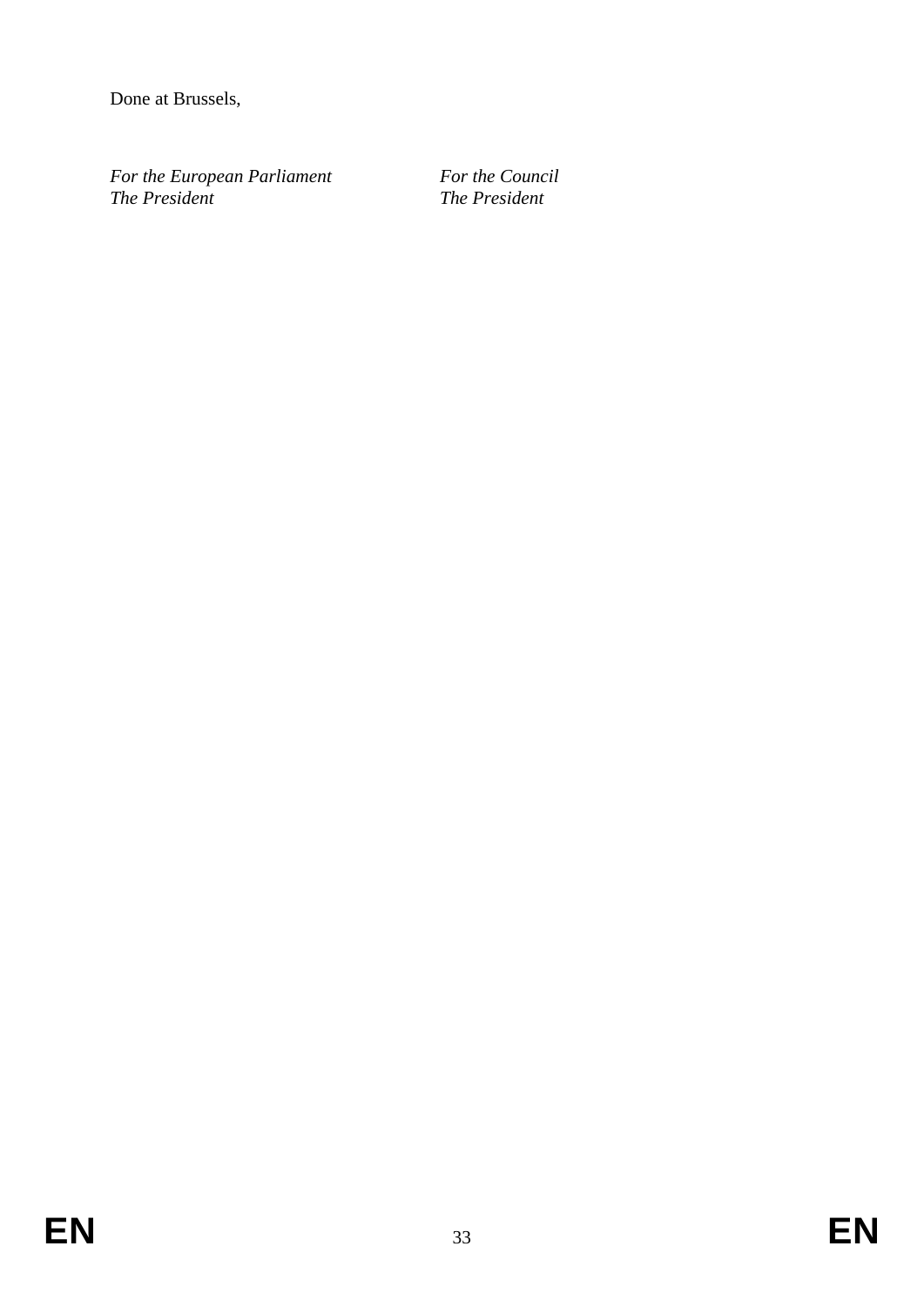Done at Brussels,

| | |
|---|---|
| *For the European Parliament* | *For the Council* |
| *The President* | *The President* |